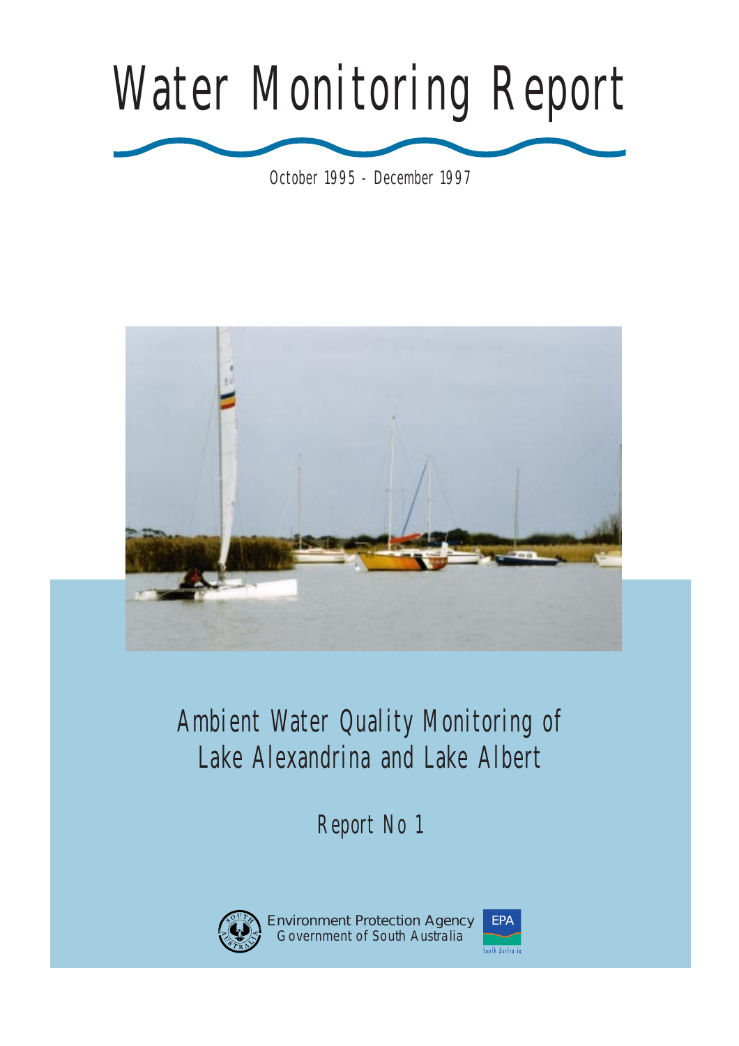# Water Monitoring Report

October 1995 - December 1997

## Ambient Water Quality Monitoring of Lake Alexandrina and Lake Albert

Report No 1

Environment Protection Agency
Government of South Australia

EPA
South Australia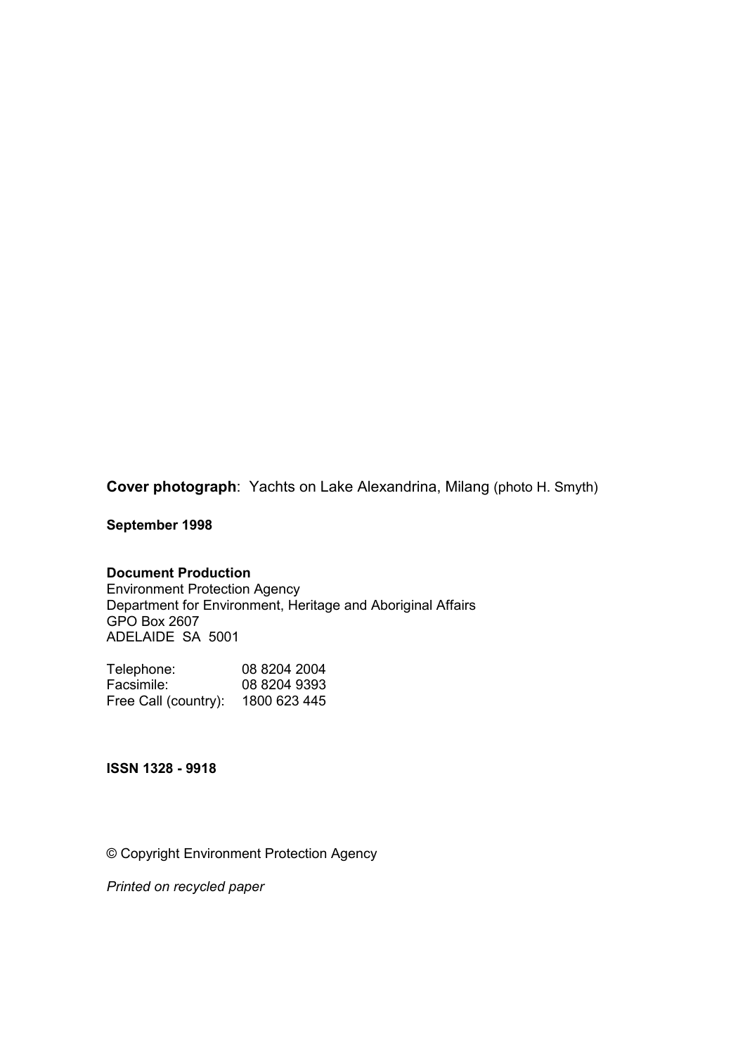**Cover photograph**: Yachts on Lake Alexandrina, Milang (photo H. Smyth)

**September 1998**

**Document Production**
Environment Protection Agency
Department for Environment, Heritage and Aboriginal Affairs
GPO Box 2607
ADELAIDE SA 5001

Telephone: 08 8204 2004
Facsimile: 08 8204 9393
Free Call (country): 1800 623 445

**ISSN 1328 - 9918**

© Copyright Environment Protection Agency

*Printed on recycled paper*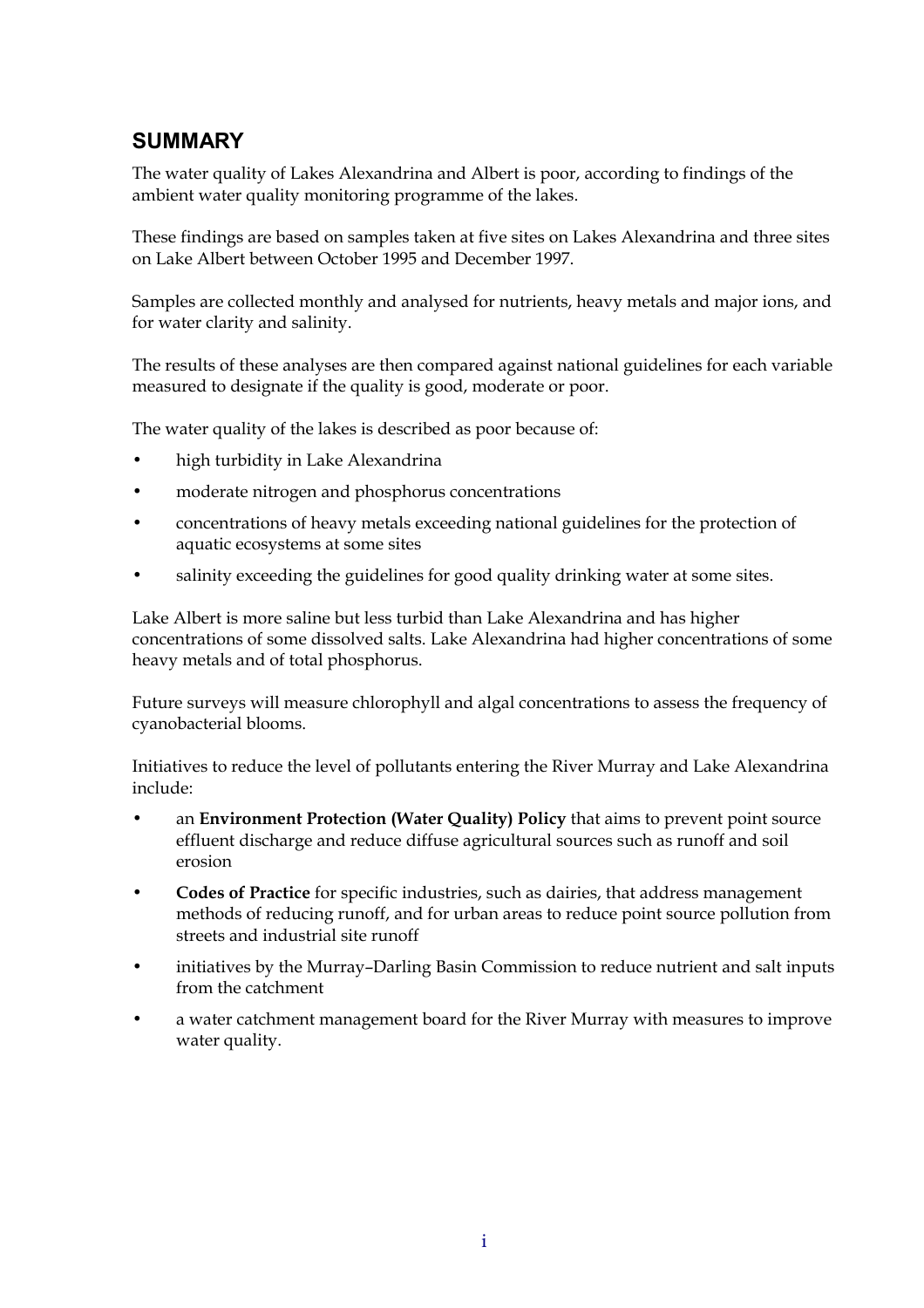## SUMMARY

The water quality of Lakes Alexandrina and Albert is poor, according to findings of the ambient water quality monitoring programme of the lakes.

These findings are based on samples taken at five sites on Lakes Alexandrina and three sites on Lake Albert between October 1995 and December 1997.

Samples are collected monthly and analysed for nutrients, heavy metals and major ions, and for water clarity and salinity.

The results of these analyses are then compared against national guidelines for each variable measured to designate if the quality is good, moderate or poor.

The water quality of the lakes is described as poor because of:

- high turbidity in Lake Alexandrina
- moderate nitrogen and phosphorus concentrations
- concentrations of heavy metals exceeding national guidelines for the protection of aquatic ecosystems at some sites
- salinity exceeding the guidelines for good quality drinking water at some sites.

Lake Albert is more saline but less turbid than Lake Alexandrina and has higher concentrations of some dissolved salts. Lake Alexandrina had higher concentrations of some heavy metals and of total phosphorus.

Future surveys will measure chlorophyll and algal concentrations to assess the frequency of cyanobacterial blooms.

Initiatives to reduce the level of pollutants entering the River Murray and Lake Alexandrina include:

- an **Environment Protection (Water Quality) Policy** that aims to prevent point source effluent discharge and reduce diffuse agricultural sources such as runoff and soil erosion
- **Codes of Practice** for specific industries, such as dairies, that address management methods of reducing runoff, and for urban areas to reduce point source pollution from streets and industrial site runoff
- initiatives by the Murray–Darling Basin Commission to reduce nutrient and salt inputs from the catchment
- a water catchment management board for the River Murray with measures to improve water quality.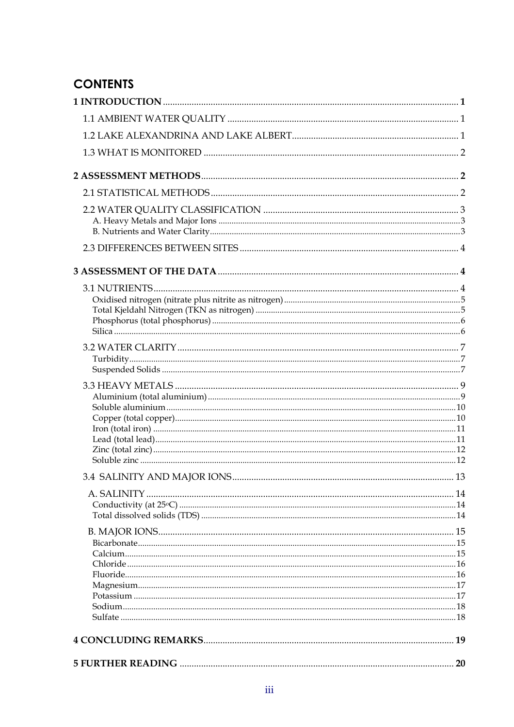# CONTENTS

**1 INTRODUCTION** .......... **1**

1.1 AMBIENT WATER QUALITY .......... 1

1.2 LAKE ALEXANDRINA AND LAKE ALBERT .......... 1

1.3 WHAT IS MONITORED .......... 2

**2 ASSESSMENT METHODS** .......... **2**

2.1 STATISTICAL METHODS .......... 2

2.2 WATER QUALITY CLASSIFICATION .......... 3

A. Heavy Metals and Major Ions .......... 3

B. Nutrients and Water Clarity .......... 3

2.3 DIFFERENCES BETWEEN SITES .......... 4

**3 ASSESSMENT OF THE DATA** .......... **4**

3.1 NUTRIENTS .......... 4

Oxidised nitrogen (nitrate plus nitrite as nitrogen) .......... 5

Total Kjeldahl Nitrogen (TKN as nitrogen) .......... 5

Phosphorus (total phosphorus) .......... 6

Silica .......... 6

3.2 WATER CLARITY .......... 7

Turbidity .......... 7

Suspended Solids .......... 7

3.3 HEAVY METALS .......... 9

Aluminium (total aluminium) .......... 9

Soluble aluminium .......... 10

Copper (total copper) .......... 10

Iron (total iron) .......... 11

Lead (total lead) .......... 11

Zinc (total zinc) .......... 12

Soluble zinc .......... 12

3.4 SALINITY AND MAJOR IONS .......... 13

A. SALINITY .......... 14

Conductivity (at 25°C) .......... 14

Total dissolved solids (TDS) .......... 14

B. MAJOR IONS .......... 15

Bicarbonate .......... 15

Calcium .......... 15

Chloride .......... 16

Fluoride .......... 16

Magnesium .......... 17

Potassium .......... 17

Sodium .......... 18

Sulfate .......... 18

**4 CONCLUDING REMARKS** .......... **19**

**5 FURTHER READING** .......... **20**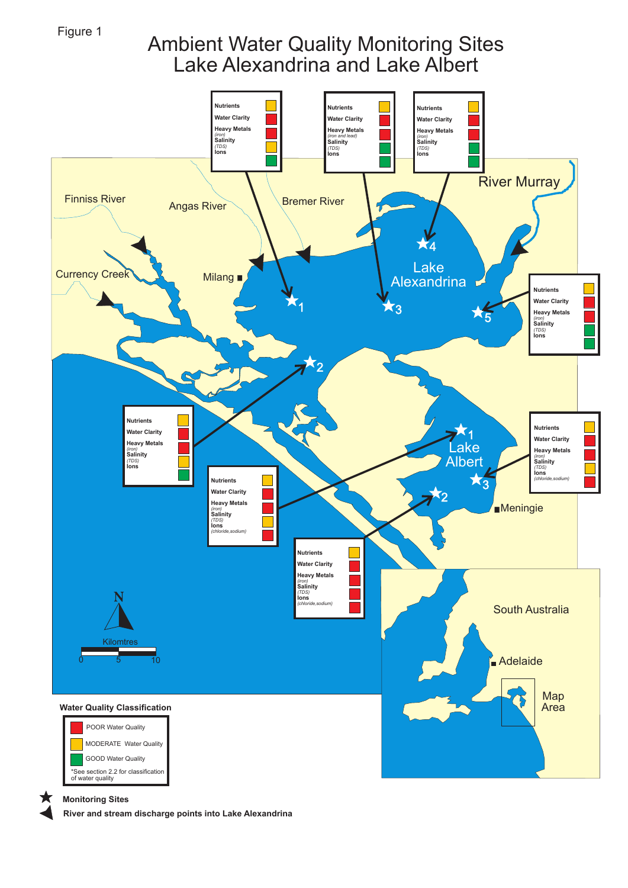Figure 1

# Ambient Water Quality Monitoring Sites Lake Alexandrina and Lake Albert

**Lake Alexandrina**

| Site | Nutrients | Water Clarity | Heavy Metals | Salinity (TDS) | Ions |
|---|---|---|---|---|---|
| 1 | MODERATE | POOR | POOR (iron) | MODERATE | GOOD |
| 2 | MODERATE | POOR | POOR (iron) | MODERATE | GOOD |
| 3 | MODERATE | POOR | POOR (iron and lead) | GOOD | GOOD |
| 4 | MODERATE | POOR | POOR (iron) | GOOD | GOOD |
| 5 | MODERATE | POOR | POOR (iron) | GOOD | GOOD |

**Lake Albert**

| Site | Nutrients | Water Clarity | Heavy Metals | Salinity (TDS) | Ions |
|---|---|---|---|---|---|
| 1 | MODERATE | POOR | POOR (iron) | MODERATE | POOR (chloride, sodium) |
| 2 | MODERATE | POOR | POOR (iron) | POOR | POOR (chloride, sodium) |
| 3 | MODERATE | POOR | POOR (iron) | MODERATE | POOR (chloride, sodium) |

Map labels: Finniss River, Angas River, Bremer River, River Murray, Currency Creek, Milang, Lake Alexandrina, Lake Albert, Meningie, South Australia, Adelaide, Map Area

Kilomtres: 0, 5, 10

**Water Quality Classification**

- POOR Water Quality
- MODERATE Water Quality
- GOOD Water Quality

*See section 2.2 for classification of water quality

★ **Monitoring Sites**

◀ **River and stream discharge points into Lake Alexandrina**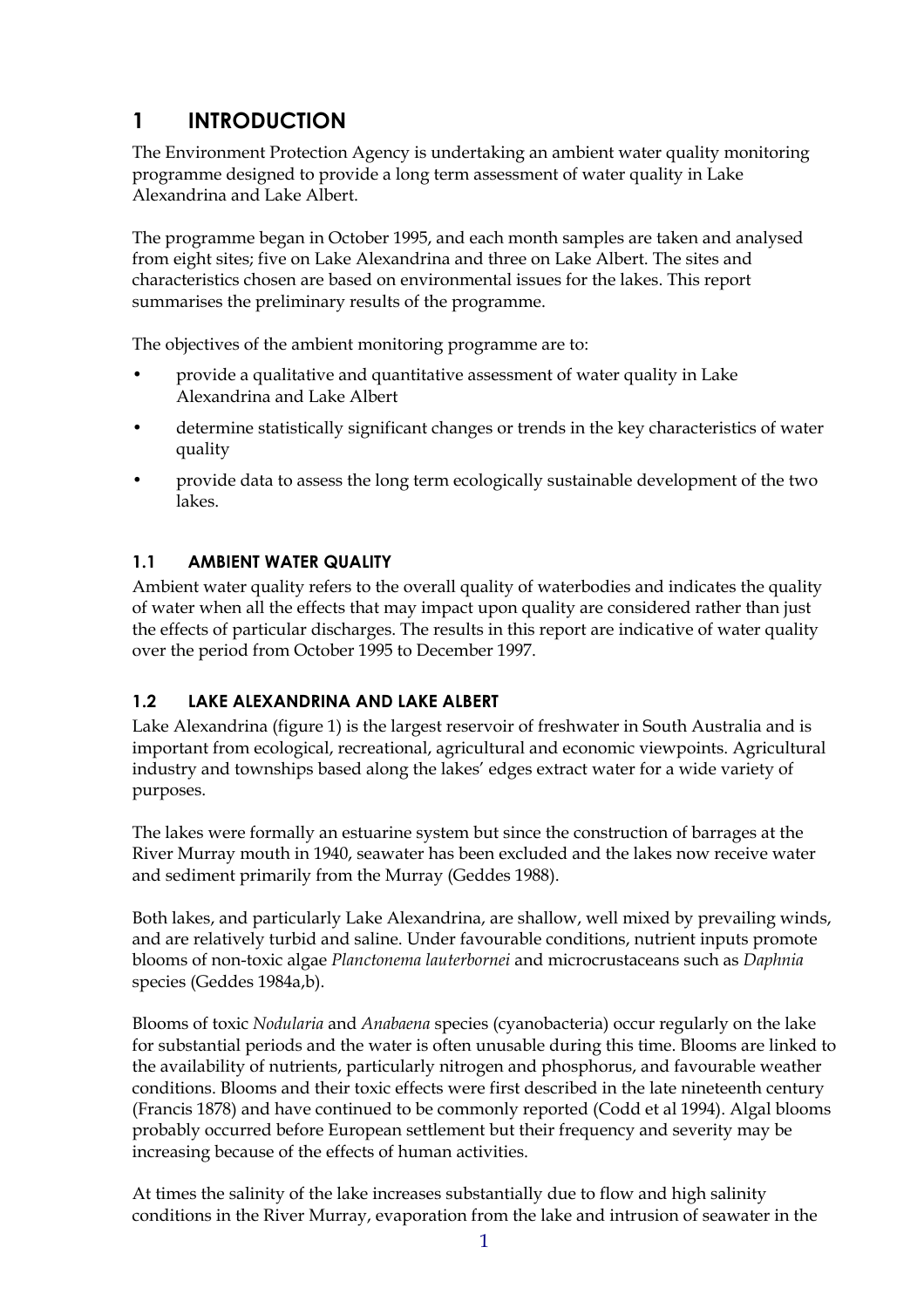# 1 INTRODUCTION

The Environment Protection Agency is undertaking an ambient water quality monitoring programme designed to provide a long term assessment of water quality in Lake Alexandrina and Lake Albert.

The programme began in October 1995, and each month samples are taken and analysed from eight sites; five on Lake Alexandrina and three on Lake Albert. The sites and characteristics chosen are based on environmental issues for the lakes. This report summarises the preliminary results of the programme.

The objectives of the ambient monitoring programme are to:

- provide a qualitative and quantitative assessment of water quality in Lake Alexandrina and Lake Albert
- determine statistically significant changes or trends in the key characteristics of water quality
- provide data to assess the long term ecologically sustainable development of the two lakes.

## 1.1 AMBIENT WATER QUALITY

Ambient water quality refers to the overall quality of waterbodies and indicates the quality of water when all the effects that may impact upon quality are considered rather than just the effects of particular discharges. The results in this report are indicative of water quality over the period from October 1995 to December 1997.

## 1.2 LAKE ALEXANDRINA AND LAKE ALBERT

Lake Alexandrina (figure 1) is the largest reservoir of freshwater in South Australia and is important from ecological, recreational, agricultural and economic viewpoints. Agricultural industry and townships based along the lakes' edges extract water for a wide variety of purposes.

The lakes were formally an estuarine system but since the construction of barrages at the River Murray mouth in 1940, seawater has been excluded and the lakes now receive water and sediment primarily from the Murray (Geddes 1988).

Both lakes, and particularly Lake Alexandrina, are shallow, well mixed by prevailing winds, and are relatively turbid and saline. Under favourable conditions, nutrient inputs promote blooms of non-toxic algae *Planctonema lauterbornei* and microcrustaceans such as *Daphnia* species (Geddes 1984a,b).

Blooms of toxic *Nodularia* and *Anabaena* species (cyanobacteria) occur regularly on the lake for substantial periods and the water is often unusable during this time. Blooms are linked to the availability of nutrients, particularly nitrogen and phosphorus, and favourable weather conditions. Blooms and their toxic effects were first described in the late nineteenth century (Francis 1878) and have continued to be commonly reported (Codd et al 1994). Algal blooms probably occurred before European settlement but their frequency and severity may be increasing because of the effects of human activities.

At times the salinity of the lake increases substantially due to flow and high salinity conditions in the River Murray, evaporation from the lake and intrusion of seawater in the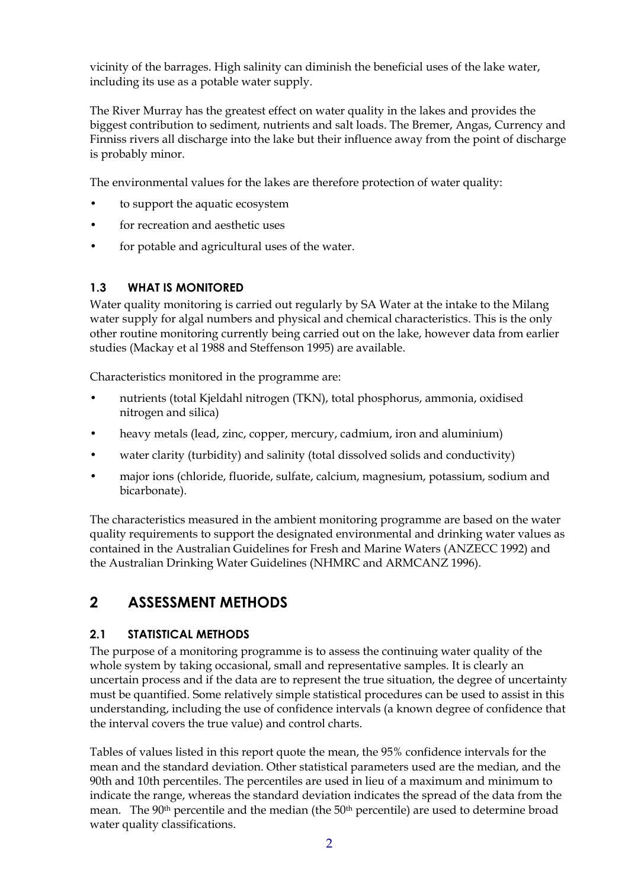vicinity of the barrages. High salinity can diminish the beneficial uses of the lake water, including its use as a potable water supply.

The River Murray has the greatest effect on water quality in the lakes and provides the biggest contribution to sediment, nutrients and salt loads. The Bremer, Angas, Currency and Finniss rivers all discharge into the lake but their influence away from the point of discharge is probably minor.

The environmental values for the lakes are therefore protection of water quality:

- to support the aquatic ecosystem
- for recreation and aesthetic uses
- for potable and agricultural uses of the water.

### 1.3 WHAT IS MONITORED

Water quality monitoring is carried out regularly by SA Water at the intake to the Milang water supply for algal numbers and physical and chemical characteristics. This is the only other routine monitoring currently being carried out on the lake, however data from earlier studies (Mackay et al 1988 and Steffenson 1995) are available.

Characteristics monitored in the programme are:

- nutrients (total Kjeldahl nitrogen (TKN), total phosphorus, ammonia, oxidised nitrogen and silica)
- heavy metals (lead, zinc, copper, mercury, cadmium, iron and aluminium)
- water clarity (turbidity) and salinity (total dissolved solids and conductivity)
- major ions (chloride, fluoride, sulfate, calcium, magnesium, potassium, sodium and bicarbonate).

The characteristics measured in the ambient monitoring programme are based on the water quality requirements to support the designated environmental and drinking water values as contained in the Australian Guidelines for Fresh and Marine Waters (ANZECC 1992) and the Australian Drinking Water Guidelines (NHMRC and ARMCANZ 1996).

## 2 ASSESSMENT METHODS

### 2.1 STATISTICAL METHODS

The purpose of a monitoring programme is to assess the continuing water quality of the whole system by taking occasional, small and representative samples. It is clearly an uncertain process and if the data are to represent the true situation, the degree of uncertainty must be quantified. Some relatively simple statistical procedures can be used to assist in this understanding, including the use of confidence intervals (a known degree of confidence that the interval covers the true value) and control charts.

Tables of values listed in this report quote the mean, the 95% confidence intervals for the mean and the standard deviation. Other statistical parameters used are the median, and the 90th and 10th percentiles. The percentiles are used in lieu of a maximum and minimum to indicate the range, whereas the standard deviation indicates the spread of the data from the mean. The 90$^{th}$ percentile and the median (the 50$^{th}$ percentile) are used to determine broad water quality classifications.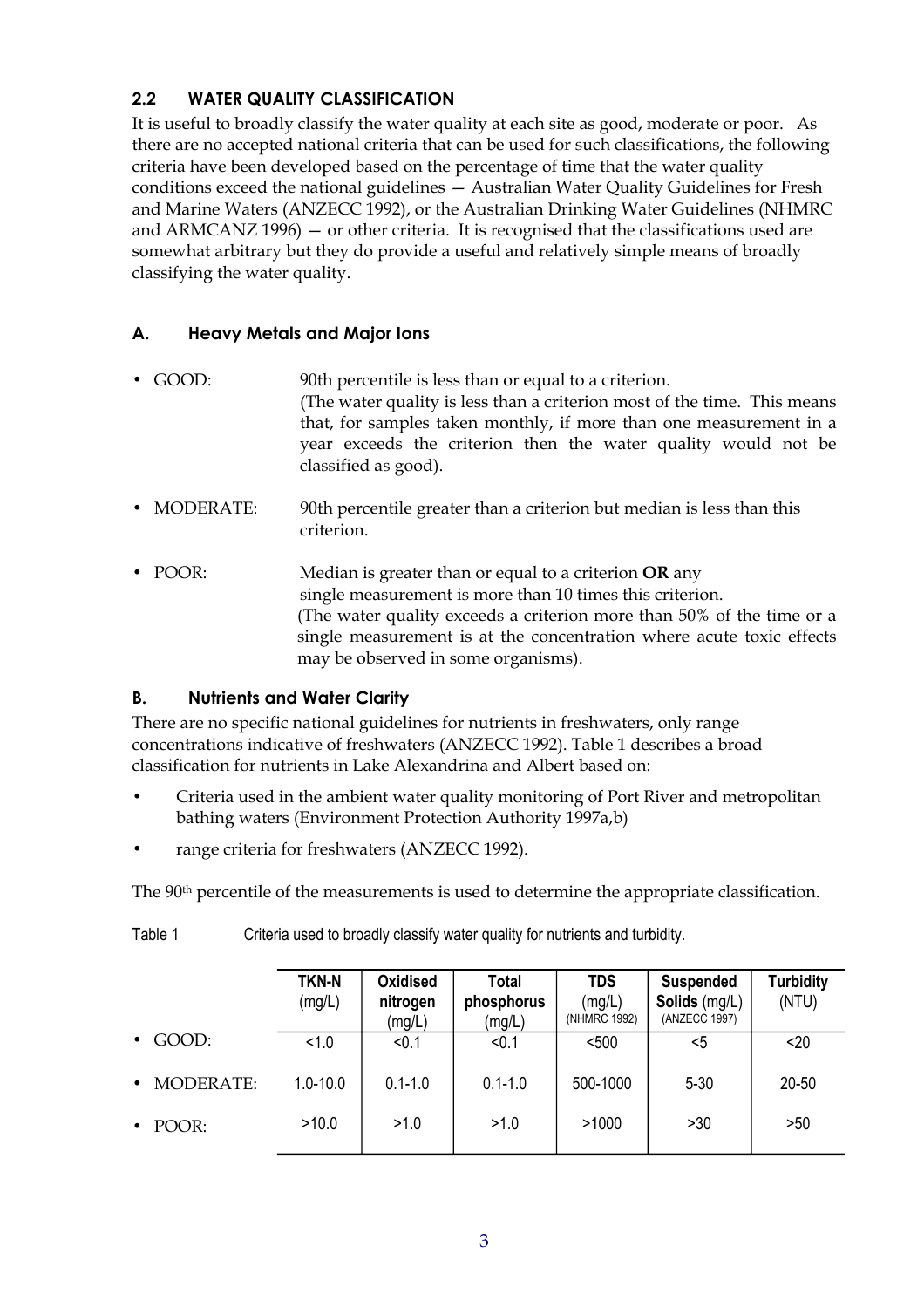### 2.2 WATER QUALITY CLASSIFICATION

It is useful to broadly classify the water quality at each site as good, moderate or poor. As there are no accepted national criteria that can be used for such classifications, the following criteria have been developed based on the percentage of time that the water quality conditions exceed the national guidelines — Australian Water Quality Guidelines for Fresh and Marine Waters (ANZECC 1992), or the Australian Drinking Water Guidelines (NHMRC and ARMCANZ 1996) — or other criteria. It is recognised that the classifications used are somewhat arbitrary but they do provide a useful and relatively simple means of broadly classifying the water quality.

#### A. Heavy Metals and Major Ions

- GOOD: 90th percentile is less than or equal to a criterion.
  (The water quality is less than a criterion most of the time. This means that, for samples taken monthly, if more than one measurement in a year exceeds the criterion then the water quality would not be classified as good).
- MODERATE: 90th percentile greater than a criterion but median is less than this criterion.
- POOR: Median is greater than or equal to a criterion **OR** any single measurement is more than 10 times this criterion.
  (The water quality exceeds a criterion more than 50% of the time or a single measurement is at the concentration where acute toxic effects may be observed in some organisms).

#### B. Nutrients and Water Clarity

There are no specific national guidelines for nutrients in freshwaters, only range concentrations indicative of freshwaters (ANZECC 1992). Table 1 describes a broad classification for nutrients in Lake Alexandrina and Albert based on:

- Criteria used in the ambient water quality monitoring of Port River and metropolitan bathing waters (Environment Protection Authority 1997a,b)
- range criteria for freshwaters (ANZECC 1992).

The 90th percentile of the measurements is used to determine the appropriate classification.

Table 1 Criteria used to broadly classify water quality for nutrients and turbidity.

| | **TKN-N** (mg/L) | **Oxidised nitrogen** (mg/L) | **Total phosphorus** (mg/L) | **TDS** (mg/L) (NHMRC 1992) | **Suspended Solids** (mg/L) (ANZECC 1997) | **Turbidity** (NTU) |
|---|---|---|---|---|---|---|
| • GOOD: | <1.0 | <0.1 | <0.1 | <500 | <5 | <20 |
| • MODERATE: | 1.0-10.0 | 0.1-1.0 | 0.1-1.0 | 500-1000 | 5-30 | 20-50 |
| • POOR: | >10.0 | >1.0 | >1.0 | >1000 | >30 | >50 |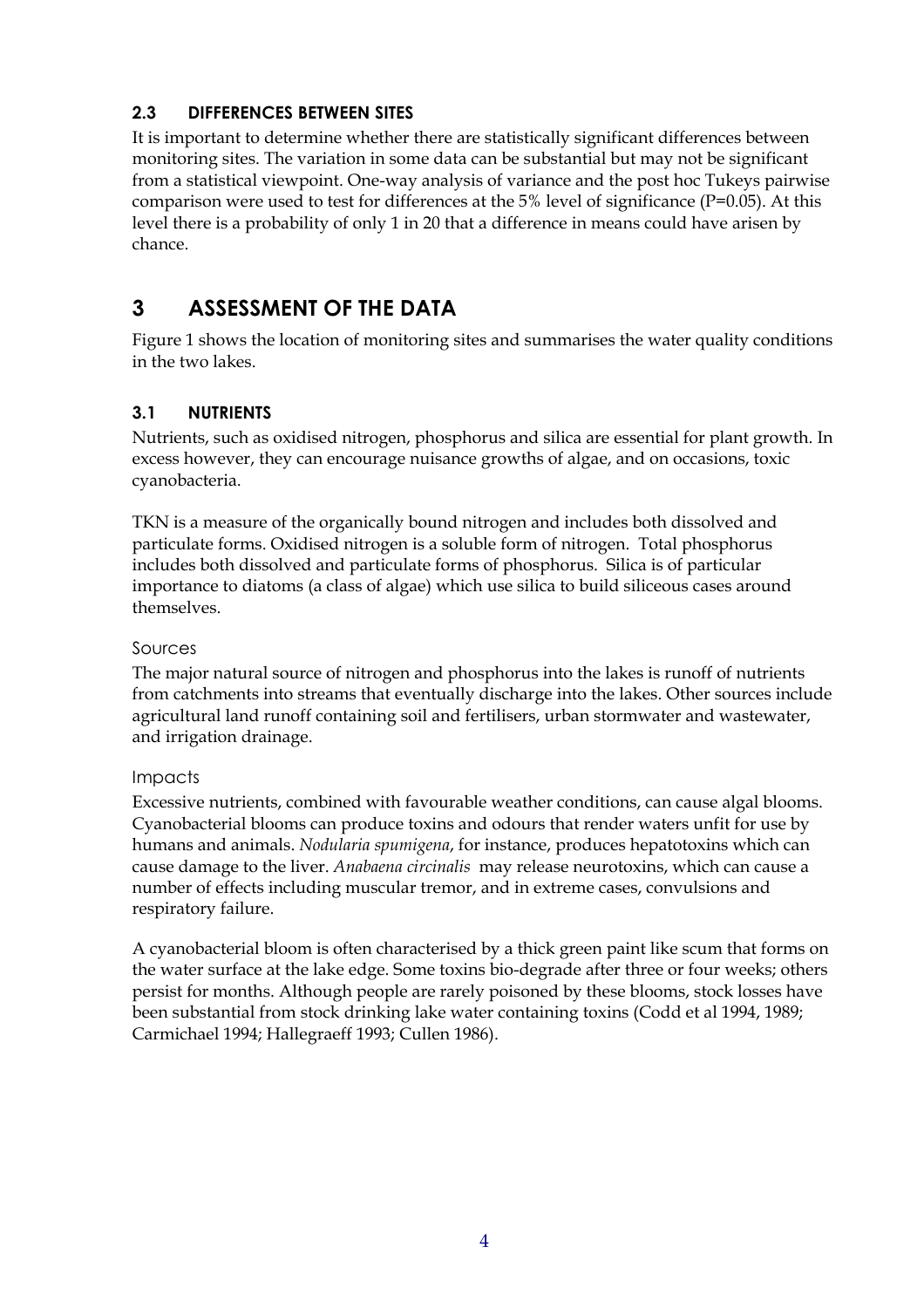### 2.3 DIFFERENCES BETWEEN SITES

It is important to determine whether there are statistically significant differences between monitoring sites. The variation in some data can be substantial but may not be significant from a statistical viewpoint. One-way analysis of variance and the post hoc Tukeys pairwise comparison were used to test for differences at the 5% level of significance ($P=0.05$). At this level there is a probability of only 1 in 20 that a difference in means could have arisen by chance.

## 3 ASSESSMENT OF THE DATA

Figure 1 shows the location of monitoring sites and summarises the water quality conditions in the two lakes.

### 3.1 NUTRIENTS

Nutrients, such as oxidised nitrogen, phosphorus and silica are essential for plant growth. In excess however, they can encourage nuisance growths of algae, and on occasions, toxic cyanobacteria.

TKN is a measure of the organically bound nitrogen and includes both dissolved and particulate forms. Oxidised nitrogen is a soluble form of nitrogen. Total phosphorus includes both dissolved and particulate forms of phosphorus. Silica is of particular importance to diatoms (a class of algae) which use silica to build siliceous cases around themselves.

#### Sources

The major natural source of nitrogen and phosphorus into the lakes is runoff of nutrients from catchments into streams that eventually discharge into the lakes. Other sources include agricultural land runoff containing soil and fertilisers, urban stormwater and wastewater, and irrigation drainage.

#### Impacts

Excessive nutrients, combined with favourable weather conditions, can cause algal blooms. Cyanobacterial blooms can produce toxins and odours that render waters unfit for use by humans and animals. *Nodularia spumigena*, for instance, produces hepatotoxins which can cause damage to the liver. *Anabaena circinalis* may release neurotoxins, which can cause a number of effects including muscular tremor, and in extreme cases, convulsions and respiratory failure.

A cyanobacterial bloom is often characterised by a thick green paint like scum that forms on the water surface at the lake edge. Some toxins bio-degrade after three or four weeks; others persist for months. Although people are rarely poisoned by these blooms, stock losses have been substantial from stock drinking lake water containing toxins (Codd et al 1994, 1989; Carmichael 1994; Hallegraeff 1993; Cullen 1986).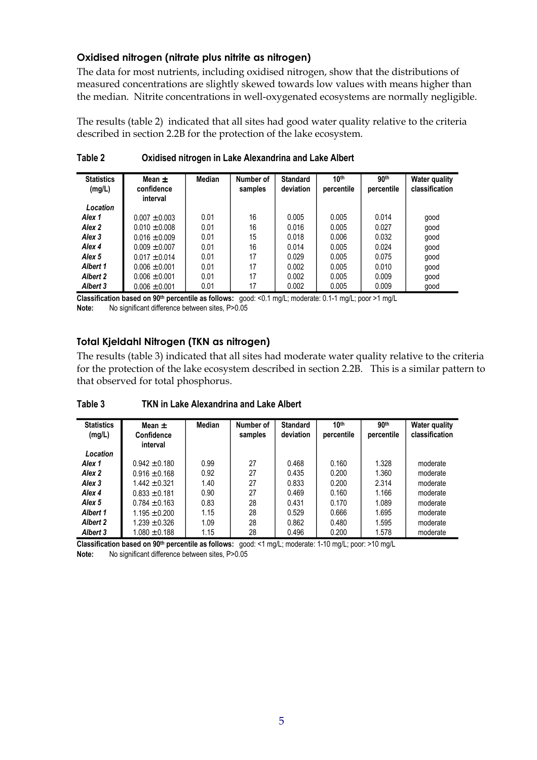### Oxidised nitrogen (nitrate plus nitrite as nitrogen)

The data for most nutrients, including oxidised nitrogen, show that the distributions of measured concentrations are slightly skewed towards low values with means higher than the median. Nitrite concentrations in well-oxygenated ecosystems are normally negligible.

The results (table 2) indicated that all sites had good water quality relative to the criteria described in section 2.2B for the protection of the lake ecosystem.

**Table 2 Oxidised nitrogen in Lake Alexandrina and Lake Albert**

| Statistics (mg/L) | Mean ± confidence interval | Median | Number of samples | Standard deviation | 10th percentile | 90th percentile | Water quality classification |
|---|---|---|---|---|---|---|---|
| ***Location*** | | | | | | | |
| ***Alex 1*** | 0.007 ±0.003 | 0.01 | 16 | 0.005 | 0.005 | 0.014 | good |
| ***Alex 2*** | 0.010 ±0.008 | 0.01 | 16 | 0.016 | 0.005 | 0.027 | good |
| ***Alex 3*** | 0.016 ±0.009 | 0.01 | 15 | 0.018 | 0.006 | 0.032 | good |
| ***Alex 4*** | 0.009 ±0.007 | 0.01 | 16 | 0.014 | 0.005 | 0.024 | good |
| ***Alex 5*** | 0.017 ±0.014 | 0.01 | 17 | 0.029 | 0.005 | 0.075 | good |
| ***Albert 1*** | 0.006 ±0.001 | 0.01 | 17 | 0.002 | 0.005 | 0.010 | good |
| ***Albert 2*** | 0.006 ±0.001 | 0.01 | 17 | 0.002 | 0.005 | 0.009 | good |
| ***Albert 3*** | 0.006 ±0.001 | 0.01 | 17 | 0.002 | 0.005 | 0.009 | good |

**Classification based on 90th percentile as follows:** good: <0.1 mg/L; moderate: 0.1-1 mg/L; poor >1 mg/L

**Note:** No significant difference between sites, $P>0.05$

### Total Kjeldahl Nitrogen (TKN as nitrogen)

The results (table 3) indicated that all sites had moderate water quality relative to the criteria for the protection of the lake ecosystem described in section 2.2B. This is a similar pattern to that observed for total phosphorus.

**Table 3 TKN in Lake Alexandrina and Lake Albert**

| Statistics (mg/L) | Mean ± Confidence interval | Median | Number of samples | Standard deviation | 10th percentile | 90th percentile | Water quality classification |
|---|---|---|---|---|---|---|---|
| ***Location*** | | | | | | | |
| ***Alex 1*** | 0.942 ±0.180 | 0.99 | 27 | 0.468 | 0.160 | 1.328 | moderate |
| ***Alex 2*** | 0.916 ±0.168 | 0.92 | 27 | 0.435 | 0.200 | 1.360 | moderate |
| ***Alex 3*** | 1.442 ±0.321 | 1.40 | 27 | 0.833 | 0.200 | 2.314 | moderate |
| ***Alex 4*** | 0.833 ±0.181 | 0.90 | 27 | 0.469 | 0.160 | 1.166 | moderate |
| ***Alex 5*** | 0.784 ±0.163 | 0.83 | 28 | 0.431 | 0.170 | 1.089 | moderate |
| ***Albert 1*** | 1.195 ±0.200 | 1.15 | 28 | 0.529 | 0.666 | 1.695 | moderate |
| ***Albert 2*** | 1.239 ±0.326 | 1.09 | 28 | 0.862 | 0.480 | 1.595 | moderate |
| ***Albert 3*** | 1.080 ±0.188 | 1.15 | 28 | 0.496 | 0.200 | 1.578 | moderate |

**Classification based on 90th percentile as follows:** good: <1 mg/L; moderate: 1-10 mg/L; poor: >10 mg/L

**Note:** No significant difference between sites, $P>0.05$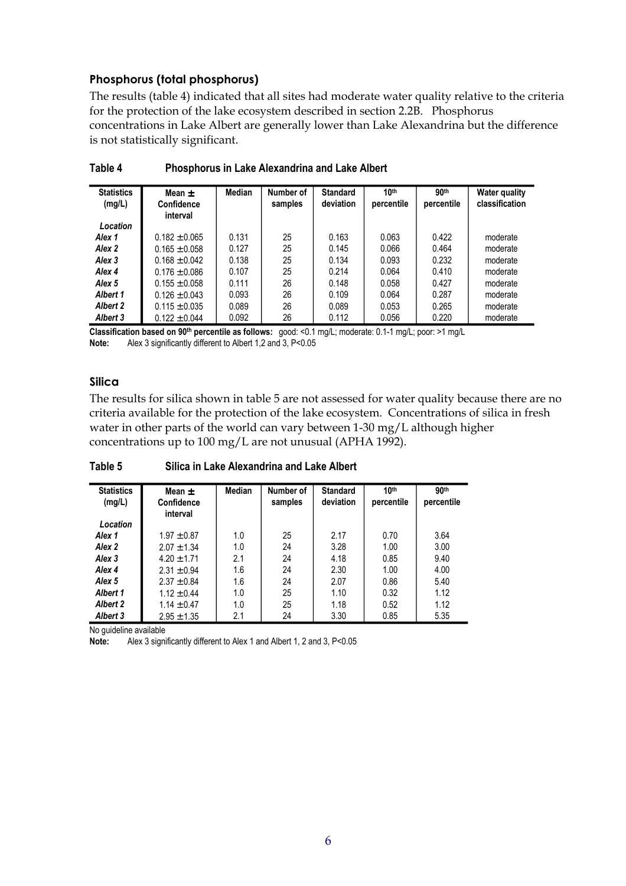### Phosphorus (total phosphorus)

The results (table 4) indicated that all sites had moderate water quality relative to the criteria for the protection of the lake ecosystem described in section 2.2B. Phosphorus concentrations in Lake Albert are generally lower than Lake Alexandrina but the difference is not statistically significant.

**Table 4 Phosphorus in Lake Alexandrina and Lake Albert**

| Statistics (mg/L) | Mean ± Confidence interval | Median | Number of samples | Standard deviation | 10th percentile | 90th percentile | Water quality classification |
|---|---|---|---|---|---|---|---|
| *Location* | | | | | | | |
| *Alex 1* | 0.182 ±0.065 | 0.131 | 25 | 0.163 | 0.063 | 0.422 | moderate |
| *Alex 2* | 0.165 ±0.058 | 0.127 | 25 | 0.145 | 0.066 | 0.464 | moderate |
| *Alex 3* | 0.168 ±0.042 | 0.138 | 25 | 0.134 | 0.093 | 0.232 | moderate |
| *Alex 4* | 0.176 ±0.086 | 0.107 | 25 | 0.214 | 0.064 | 0.410 | moderate |
| *Alex 5* | 0.155 ±0.058 | 0.111 | 26 | 0.148 | 0.058 | 0.427 | moderate |
| *Albert 1* | 0.126 ±0.043 | 0.093 | 26 | 0.109 | 0.064 | 0.287 | moderate |
| *Albert 2* | 0.115 ±0.035 | 0.089 | 26 | 0.089 | 0.053 | 0.265 | moderate |
| *Albert 3* | 0.122 ±0.044 | 0.092 | 26 | 0.112 | 0.056 | 0.220 | moderate |

**Classification based on 90th percentile as follows:** good: <0.1 mg/L; moderate: 0.1-1 mg/L; poor: >1 mg/L

**Note:** Alex 3 significantly different to Albert 1,2 and 3, P<0.05

### Silica

The results for silica shown in table 5 are not assessed for water quality because there are no criteria available for the protection of the lake ecosystem. Concentrations of silica in fresh water in other parts of the world can vary between 1-30 mg/L although higher concentrations up to 100 mg/L are not unusual (APHA 1992).

**Table 5 Silica in Lake Alexandrina and Lake Albert**

| Statistics (mg/L) | Mean ± Confidence interval | Median | Number of samples | Standard deviation | 10th percentile | 90th percentile |
|---|---|---|---|---|---|---|
| *Location* | | | | | | |
| *Alex 1* | 1.97 ±0.87 | 1.0 | 25 | 2.17 | 0.70 | 3.64 |
| *Alex 2* | 2.07 ±1.34 | 1.0 | 24 | 3.28 | 1.00 | 3.00 |
| *Alex 3* | 4.20 ±1.71 | 2.1 | 24 | 4.18 | 0.85 | 9.40 |
| *Alex 4* | 2.31 ±0.94 | 1.6 | 24 | 2.30 | 1.00 | 4.00 |
| *Alex 5* | 2.37 ±0.84 | 1.6 | 24 | 2.07 | 0.86 | 5.40 |
| *Albert 1* | 1.12 ±0.44 | 1.0 | 25 | 1.10 | 0.32 | 1.12 |
| *Albert 2* | 1.14 ±0.47 | 1.0 | 25 | 1.18 | 0.52 | 1.12 |
| *Albert 3* | 2.95 ±1.35 | 2.1 | 24 | 3.30 | 0.85 | 5.35 |

No guideline available

**Note:** Alex 3 significantly different to Alex 1 and Albert 1, 2 and 3, P<0.05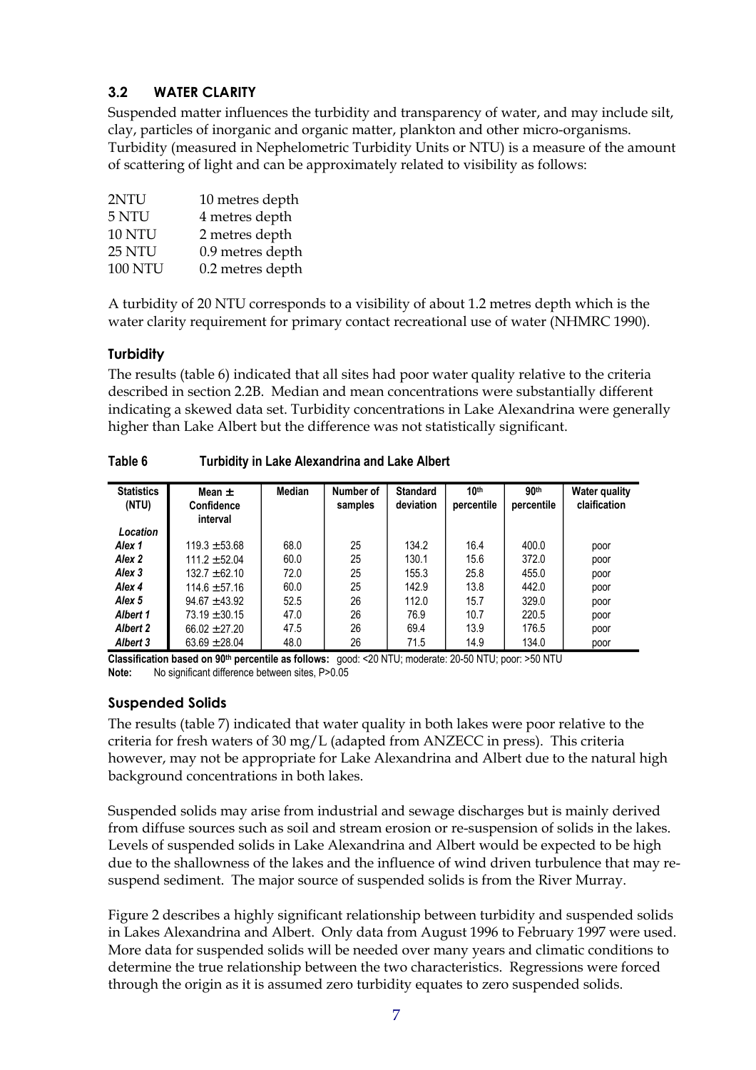## 3.2 WATER CLARITY

Suspended matter influences the turbidity and transparency of water, and may include silt, clay, particles of inorganic and organic matter, plankton and other micro-organisms. Turbidity (measured in Nephelometric Turbidity Units or NTU) is a measure of the amount of scattering of light and can be approximately related to visibility as follows:

| | |
|---|---|
| 2NTU | 10 metres depth |
| 5 NTU | 4 metres depth |
| 10 NTU | 2 metres depth |
| 25 NTU | 0.9 metres depth |
| 100 NTU | 0.2 metres depth |

A turbidity of 20 NTU corresponds to a visibility of about 1.2 metres depth which is the water clarity requirement for primary contact recreational use of water (NHMRC 1990).

### Turbidity

The results (table 6) indicated that all sites had poor water quality relative to the criteria described in section 2.2B. Median and mean concentrations were substantially different indicating a skewed data set. Turbidity concentrations in Lake Alexandrina were generally higher than Lake Albert but the difference was not statistically significant.

**Table 6 Turbidity in Lake Alexandrina and Lake Albert**

| Statistics (NTU) | Mean ± Confidence interval | Median | Number of samples | Standard deviation | 10th percentile | 90th percentile | Water quality claification |
|---|---|---|---|---|---|---|---|
| *Location* | | | | | | | |
| *Alex 1* | 119.3 ±53.68 | 68.0 | 25 | 134.2 | 16.4 | 400.0 | poor |
| *Alex 2* | 111.2 ±52.04 | 60.0 | 25 | 130.1 | 15.6 | 372.0 | poor |
| *Alex 3* | 132.7 ±62.10 | 72.0 | 25 | 155.3 | 25.8 | 455.0 | poor |
| *Alex 4* | 114.6 ±57.16 | 60.0 | 25 | 142.9 | 13.8 | 442.0 | poor |
| *Alex 5* | 94.67 ±43.92 | 52.5 | 26 | 112.0 | 15.7 | 329.0 | poor |
| *Albert 1* | 73.19 ±30.15 | 47.0 | 26 | 76.9 | 10.7 | 220.5 | poor |
| *Albert 2* | 66.02 ±27.20 | 47.5 | 26 | 69.4 | 13.9 | 176.5 | poor |
| *Albert 3* | 63.69 ±28.04 | 48.0 | 26 | 71.5 | 14.9 | 134.0 | poor |

**Classification based on 90th percentile as follows:** good: <20 NTU; moderate: 20-50 NTU; poor: >50 NTU
**Note:** No significant difference between sites, P>0.05

### Suspended Solids

The results (table 7) indicated that water quality in both lakes were poor relative to the criteria for fresh waters of 30 mg/L (adapted from ANZECC in press). This criteria however, may not be appropriate for Lake Alexandrina and Albert due to the natural high background concentrations in both lakes.

Suspended solids may arise from industrial and sewage discharges but is mainly derived from diffuse sources such as soil and stream erosion or re-suspension of solids in the lakes. Levels of suspended solids in Lake Alexandrina and Albert would be expected to be high due to the shallowness of the lakes and the influence of wind driven turbulence that may re-suspend sediment. The major source of suspended solids is from the River Murray.

Figure 2 describes a highly significant relationship between turbidity and suspended solids in Lakes Alexandrina and Albert. Only data from August 1996 to February 1997 were used. More data for suspended solids will be needed over many years and climatic conditions to determine the true relationship between the two characteristics. Regressions were forced through the origin as it is assumed zero turbidity equates to zero suspended solids.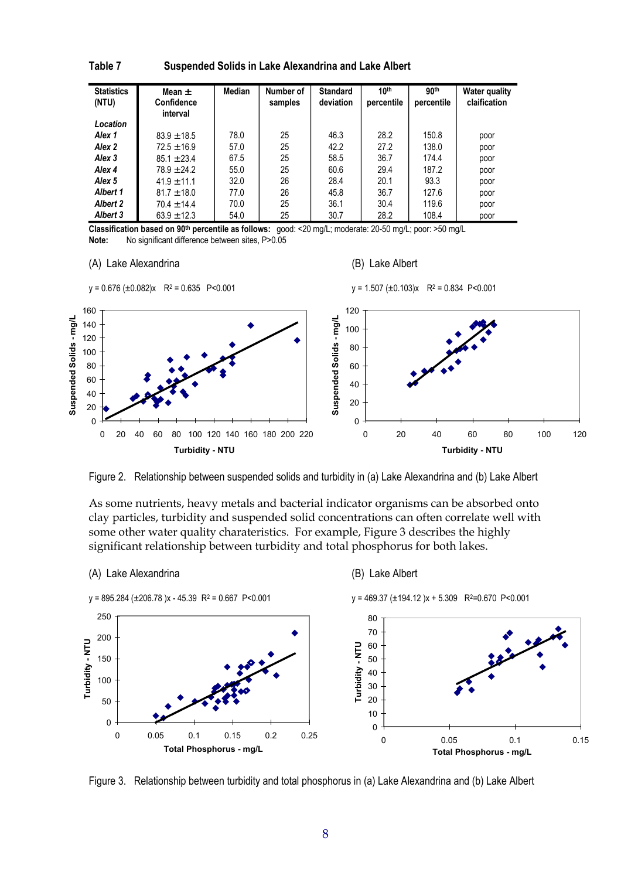**Table 7 Suspended Solids in Lake Alexandrina and Lake Albert**

| Statistics (NTU) | Mean ± Confidence interval | Median | Number of samples | Standard deviation | 10th percentile | 90th percentile | Water quality clafication |
|---|---|---|---|---|---|---|---|
| *Location* | | | | | | | |
| *Alex 1* | 83.9 ±18.5 | 78.0 | 25 | 46.3 | 28.2 | 150.8 | poor |
| *Alex 2* | 72.5 ±16.9 | 57.0 | 25 | 42.2 | 27.2 | 138.0 | poor |
| *Alex 3* | 85.1 ±23.4 | 67.5 | 25 | 58.5 | 36.7 | 174.4 | poor |
| *Alex 4* | 78.9 ±24.2 | 55.0 | 25 | 60.6 | 29.4 | 187.2 | poor |
| *Alex 5* | 41.9 ±11.1 | 32.0 | 26 | 28.4 | 20.1 | 93.3 | poor |
| *Albert 1* | 81.7 ±18.0 | 77.0 | 26 | 45.8 | 36.7 | 127.6 | poor |
| *Albert 2* | 70.4 ±14.4 | 70.0 | 25 | 36.1 | 30.4 | 119.6 | poor |
| *Albert 3* | 63.9 ±12.3 | 54.0 | 25 | 30.7 | 28.2 | 108.4 | poor |

**Classification based on 90th percentile as follows:** good: <20 mg/L; moderate: 20-50 mg/L; poor: >50 mg/L

**Note:** No significant difference between sites, P>0.05

(A) Lake Alexandrina

$y = 0.676\ (\pm 0.082)x \quad R^2 = 0.635 \quad P<0.001$

(B) Lake Albert

$y = 1.507\ (\pm 0.103)x \quad R^2 = 0.834 \quad P<0.001$

Figure 2. Relationship between suspended solids and turbidity in (a) Lake Alexandrina and (b) Lake Albert

As some nutrients, heavy metals and bacterial indicator organisms can be absorbed onto clay particles, turbidity and suspended solid concentrations can often correlate well with some other water quality charateristics. For example, Figure 3 describes the highly significant relationship between turbidity and total phosphorus for both lakes.

(A) Lake Alexandrina

$y = 895.284\ (\pm 206.78)x - 45.39 \quad R^2 = 0.667 \quad P<0.001$

(B) Lake Albert

$y = 469.37\ (\pm 194.12)x + 5.309 \quad R^2=0.670 \quad P<0.001$

Figure 3. Relationship between turbidity and total phosphorus in (a) Lake Alexandrina and (b) Lake Albert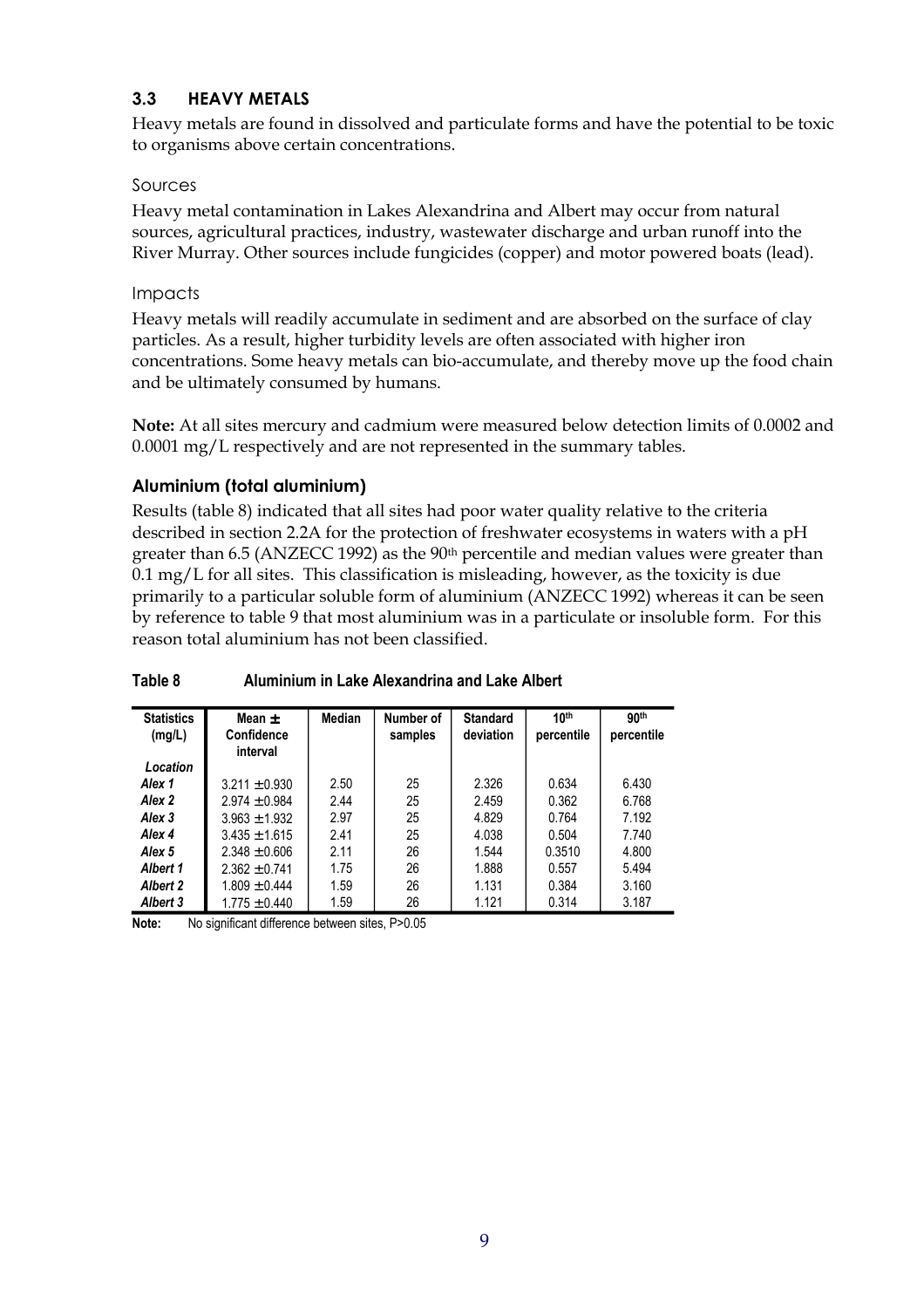## 3.3 HEAVY METALS

Heavy metals are found in dissolved and particulate forms and have the potential to be toxic to organisms above certain concentrations.

### Sources

Heavy metal contamination in Lakes Alexandrina and Albert may occur from natural sources, agricultural practices, industry, wastewater discharge and urban runoff into the River Murray. Other sources include fungicides (copper) and motor powered boats (lead).

### Impacts

Heavy metals will readily accumulate in sediment and are absorbed on the surface of clay particles. As a result, higher turbidity levels are often associated with higher iron concentrations. Some heavy metals can bio-accumulate, and thereby move up the food chain and be ultimately consumed by humans.

**Note:** At all sites mercury and cadmium were measured below detection limits of 0.0002 and 0.0001 mg/L respectively and are not represented in the summary tables.

### Aluminium (total aluminium)

Results (table 8) indicated that all sites had poor water quality relative to the criteria described in section 2.2A for the protection of freshwater ecosystems in waters with a pH greater than 6.5 (ANZECC 1992) as the 90th percentile and median values were greater than 0.1 mg/L for all sites. This classification is misleading, however, as the toxicity is due primarily to a particular soluble form of aluminium (ANZECC 1992) whereas it can be seen by reference to table 9 that most aluminium was in a particulate or insoluble form. For this reason total aluminium has not been classified.

**Table 8 Aluminium in Lake Alexandrina and Lake Albert**

| Statistics (mg/L) | Mean ± Confidence interval | Median | Number of samples | Standard deviation | 10th percentile | 90th percentile |
|---|---|---|---|---|---|---|
| *Location* | | | | | | |
| *Alex 1* | 3.211 ±0.930 | 2.50 | 25 | 2.326 | 0.634 | 6.430 |
| *Alex 2* | 2.974 ±0.984 | 2.44 | 25 | 2.459 | 0.362 | 6.768 |
| *Alex 3* | 3.963 ±1.932 | 2.97 | 25 | 4.829 | 0.764 | 7.192 |
| *Alex 4* | 3.435 ±1.615 | 2.41 | 25 | 4.038 | 0.504 | 7.740 |
| *Alex 5* | 2.348 ±0.606 | 2.11 | 26 | 1.544 | 0.3510 | 4.800 |
| *Albert 1* | 2.362 ±0.741 | 1.75 | 26 | 1.888 | 0.557 | 5.494 |
| *Albert 2* | 1.809 ±0.444 | 1.59 | 26 | 1.131 | 0.384 | 3.160 |
| *Albert 3* | 1.775 ±0.440 | 1.59 | 26 | 1.121 | 0.314 | 3.187 |

**Note:** No significant difference between sites, $P>0.05$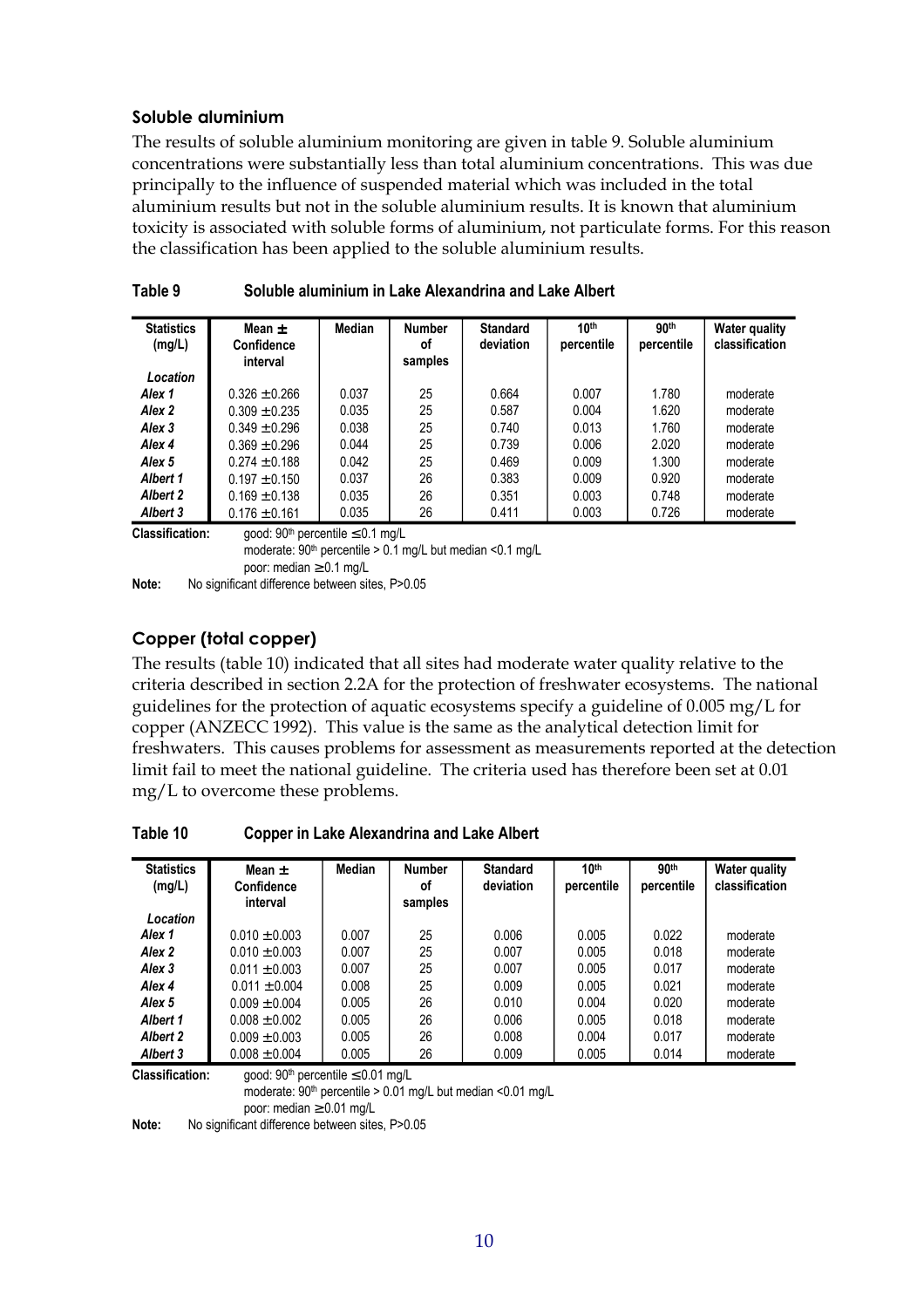### Soluble aluminium

The results of soluble aluminium monitoring are given in table 9. Soluble aluminium concentrations were substantially less than total aluminium concentrations. This was due principally to the influence of suspended material which was included in the total aluminium results but not in the soluble aluminium results. It is known that aluminium toxicity is associated with soluble forms of aluminium, not particulate forms. For this reason the classification has been applied to the soluble aluminium results.

**Table 9 Soluble aluminium in Lake Alexandrina and Lake Albert**

| Statistics (mg/L) | Mean ± Confidence interval | Median | Number of samples | Standard deviation | 10th percentile | 90th percentile | Water quality classification |
|---|---|---|---|---|---|---|---|
| ***Location*** | | | | | | | |
| ***Alex 1*** | 0.326 ±0.266 | 0.037 | 25 | 0.664 | 0.007 | 1.780 | moderate |
| ***Alex 2*** | 0.309 ±0.235 | 0.035 | 25 | 0.587 | 0.004 | 1.620 | moderate |
| ***Alex 3*** | 0.349 ±0.296 | 0.038 | 25 | 0.740 | 0.013 | 1.760 | moderate |
| ***Alex 4*** | 0.369 ±0.296 | 0.044 | 25 | 0.739 | 0.006 | 2.020 | moderate |
| ***Alex 5*** | 0.274 ±0.188 | 0.042 | 25 | 0.469 | 0.009 | 1.300 | moderate |
| ***Albert 1*** | 0.197 ±0.150 | 0.037 | 26 | 0.383 | 0.009 | 0.920 | moderate |
| ***Albert 2*** | 0.169 ±0.138 | 0.035 | 26 | 0.351 | 0.003 | 0.748 | moderate |
| ***Albert 3*** | 0.176 ±0.161 | 0.035 | 26 | 0.411 | 0.003 | 0.726 | moderate |

**Classification:** good: 90th percentile ≤0.1 mg/L
moderate: 90th percentile > 0.1 mg/L but median <0.1 mg/L
poor: median ≥0.1 mg/L

**Note:** No significant difference between sites, P>0.05

### Copper (total copper)

The results (table 10) indicated that all sites had moderate water quality relative to the criteria described in section 2.2A for the protection of freshwater ecosystems. The national guidelines for the protection of aquatic ecosystems specify a guideline of 0.005 mg/L for copper (ANZECC 1992). This value is the same as the analytical detection limit for freshwaters. This causes problems for assessment as measurements reported at the detection limit fail to meet the national guideline. The criteria used has therefore been set at 0.01 mg/L to overcome these problems.

**Table 10 Copper in Lake Alexandrina and Lake Albert**

| Statistics (mg/L) | Mean ± Confidence interval | Median | Number of samples | Standard deviation | 10th percentile | 90th percentile | Water quality classification |
|---|---|---|---|---|---|---|---|
| ***Location*** | | | | | | | |
| ***Alex 1*** | 0.010 ±0.003 | 0.007 | 25 | 0.006 | 0.005 | 0.022 | moderate |
| ***Alex 2*** | 0.010 ±0.003 | 0.007 | 25 | 0.007 | 0.005 | 0.018 | moderate |
| ***Alex 3*** | 0.011 ±0.003 | 0.007 | 25 | 0.007 | 0.005 | 0.017 | moderate |
| ***Alex 4*** | 0.011 ±0.004 | 0.008 | 25 | 0.009 | 0.005 | 0.021 | moderate |
| ***Alex 5*** | 0.009 ±0.004 | 0.005 | 26 | 0.010 | 0.004 | 0.020 | moderate |
| ***Albert 1*** | 0.008 ±0.002 | 0.005 | 26 | 0.006 | 0.005 | 0.018 | moderate |
| ***Albert 2*** | 0.009 ±0.003 | 0.005 | 26 | 0.008 | 0.004 | 0.017 | moderate |
| ***Albert 3*** | 0.008 ±0.004 | 0.005 | 26 | 0.009 | 0.005 | 0.014 | moderate |

**Classification:** good: 90th percentile ≤0.01 mg/L
moderate: 90th percentile > 0.01 mg/L but median <0.01 mg/L
poor: median ≥0.01 mg/L

**Note:** No significant difference between sites, P>0.05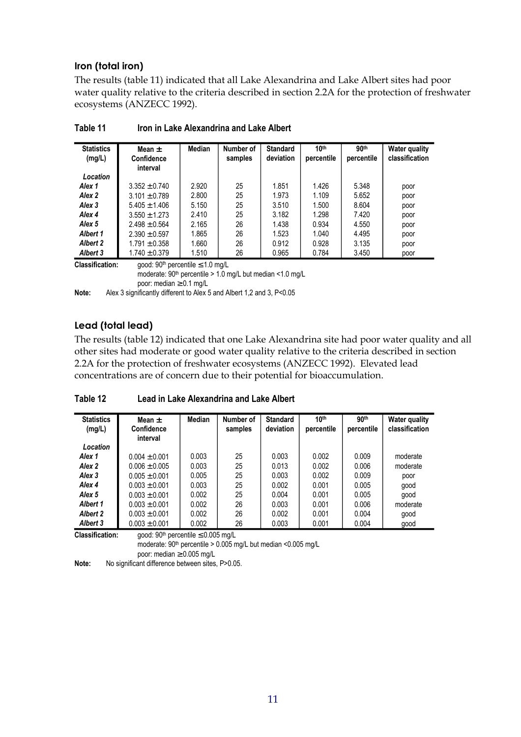### Iron (total iron)

The results (table 11) indicated that all Lake Alexandrina and Lake Albert sites had poor water quality relative to the criteria described in section 2.2A for the protection of freshwater ecosystems (ANZECC 1992).

**Table 11 Iron in Lake Alexandrina and Lake Albert**

| Statistics (mg/L) | Mean ± Confidence interval | Median | Number of samples | Standard deviation | 10th percentile | 90th percentile | Water quality classification |
|---|---|---|---|---|---|---|---|
| *Location* | | | | | | | |
| *Alex 1* | 3.352 ±0.740 | 2.920 | 25 | 1.851 | 1.426 | 5.348 | poor |
| *Alex 2* | 3.101 ±0.789 | 2.800 | 25 | 1.973 | 1.109 | 5.652 | poor |
| *Alex 3* | 5.405 ±1.406 | 5.150 | 25 | 3.510 | 1.500 | 8.604 | poor |
| *Alex 4* | 3.550 ±1.273 | 2.410 | 25 | 3.182 | 1.298 | 7.420 | poor |
| *Alex 5* | 2.498 ±0.564 | 2.165 | 26 | 1.438 | 0.934 | 4.550 | poor |
| *Albert 1* | 2.390 ±0.597 | 1.865 | 26 | 1.523 | 1.040 | 4.495 | poor |
| *Albert 2* | 1.791 ±0.358 | 1.660 | 26 | 0.912 | 0.928 | 3.135 | poor |
| *Albert 3* | 1.740 ±0.379 | 1.510 | 26 | 0.965 | 0.784 | 3.450 | poor |

**Classification:** good: 90th percentile ≤1.0 mg/L
moderate: 90th percentile > 1.0 mg/L but median <1.0 mg/L
poor: median ≥0.1 mg/L

**Note:** Alex 3 significantly different to Alex 5 and Albert 1,2 and 3, $P<0.05$

### Lead (total lead)

The results (table 12) indicated that one Lake Alexandrina site had poor water quality and all other sites had moderate or good water quality relative to the criteria described in section 2.2A for the protection of freshwater ecosystems (ANZECC 1992). Elevated lead concentrations are of concern due to their potential for bioaccumulation.

**Table 12 Lead in Lake Alexandrina and Lake Albert**

| Statistics (mg/L) | Mean ± Confidence interval | Median | Number of samples | Standard deviation | 10th percentile | 90th percentile | Water quality classification |
|---|---|---|---|---|---|---|---|
| *Location* | | | | | | | |
| *Alex 1* | 0.004 ±0.001 | 0.003 | 25 | 0.003 | 0.002 | 0.009 | moderate |
| *Alex 2* | 0.006 ±0.005 | 0.003 | 25 | 0.013 | 0.002 | 0.006 | moderate |
| *Alex 3* | 0.005 ±0.001 | 0.005 | 25 | 0.003 | 0.002 | 0.009 | poor |
| *Alex 4* | 0.003 ±0.001 | 0.003 | 25 | 0.002 | 0.001 | 0.005 | good |
| *Alex 5* | 0.003 ±0.001 | 0.002 | 25 | 0.004 | 0.001 | 0.005 | good |
| *Albert 1* | 0.003 ±0.001 | 0.002 | 26 | 0.003 | 0.001 | 0.006 | moderate |
| *Albert 2* | 0.003 ±0.001 | 0.002 | 26 | 0.002 | 0.001 | 0.004 | good |
| *Albert 3* | 0.003 ±0.001 | 0.002 | 26 | 0.003 | 0.001 | 0.004 | good |

**Classification:** good: 90th percentile ≤0.005 mg/L
moderate: 90th percentile > 0.005 mg/L but median <0.005 mg/L
poor: median ≥0.005 mg/L

**Note:** No significant difference between sites, $P>0.05$.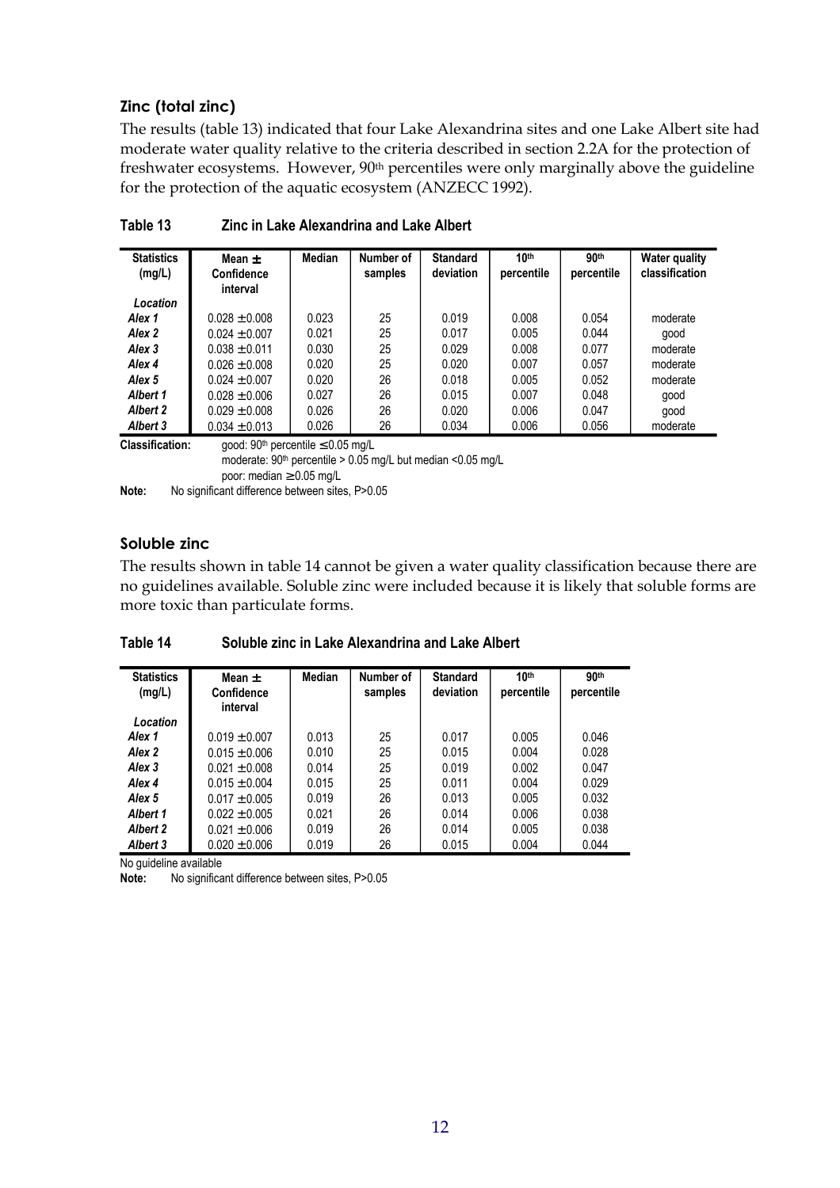### Zinc (total zinc)

The results (table 13) indicated that four Lake Alexandrina sites and one Lake Albert site had moderate water quality relative to the criteria described in section 2.2A for the protection of freshwater ecosystems. However, 90th percentiles were only marginally above the guideline for the protection of the aquatic ecosystem (ANZECC 1992).

**Table 13　　Zinc in Lake Alexandrina and Lake Albert**

| Statistics (mg/L) | Mean ± Confidence interval | Median | Number of samples | Standard deviation | 10th percentile | 90th percentile | Water quality classification |
|---|---|---|---|---|---|---|---|
| *Location* | | | | | | | |
| *Alex 1* | 0.028 ±0.008 | 0.023 | 25 | 0.019 | 0.008 | 0.054 | moderate |
| *Alex 2* | 0.024 ±0.007 | 0.021 | 25 | 0.017 | 0.005 | 0.044 | good |
| *Alex 3* | 0.038 ±0.011 | 0.030 | 25 | 0.029 | 0.008 | 0.077 | moderate |
| *Alex 4* | 0.026 ±0.008 | 0.020 | 25 | 0.020 | 0.007 | 0.057 | moderate |
| *Alex 5* | 0.024 ±0.007 | 0.020 | 26 | 0.018 | 0.005 | 0.052 | moderate |
| *Albert 1* | 0.028 ±0.006 | 0.027 | 26 | 0.015 | 0.007 | 0.048 | good |
| *Albert 2* | 0.029 ±0.008 | 0.026 | 26 | 0.020 | 0.006 | 0.047 | good |
| *Albert 3* | 0.034 ±0.013 | 0.026 | 26 | 0.034 | 0.006 | 0.056 | moderate |

**Classification:** good: 90th percentile ≤0.05 mg/L
moderate: 90th percentile > 0.05 mg/L but median <0.05 mg/L
poor: median ≥0.05 mg/L

**Note:** No significant difference between sites, P>0.05

### Soluble zinc

The results shown in table 14 cannot be given a water quality classification because there are no guidelines available. Soluble zinc were included because it is likely that soluble forms are more toxic than particulate forms.

**Table 14　　Soluble zinc in Lake Alexandrina and Lake Albert**

| Statistics (mg/L) | Mean ± Confidence interval | Median | Number of samples | Standard deviation | 10th percentile | 90th percentile |
|---|---|---|---|---|---|---|
| *Location* | | | | | | |
| *Alex 1* | 0.019 ±0.007 | 0.013 | 25 | 0.017 | 0.005 | 0.046 |
| *Alex 2* | 0.015 ±0.006 | 0.010 | 25 | 0.015 | 0.004 | 0.028 |
| *Alex 3* | 0.021 ±0.008 | 0.014 | 25 | 0.019 | 0.002 | 0.047 |
| *Alex 4* | 0.015 ±0.004 | 0.015 | 25 | 0.011 | 0.004 | 0.029 |
| *Alex 5* | 0.017 ±0.005 | 0.019 | 26 | 0.013 | 0.005 | 0.032 |
| *Albert 1* | 0.022 ±0.005 | 0.021 | 26 | 0.014 | 0.006 | 0.038 |
| *Albert 2* | 0.021 ±0.006 | 0.019 | 26 | 0.014 | 0.005 | 0.038 |
| *Albert 3* | 0.020 ±0.006 | 0.019 | 26 | 0.015 | 0.004 | 0.044 |

No guideline available

**Note:** No significant difference between sites, P>0.05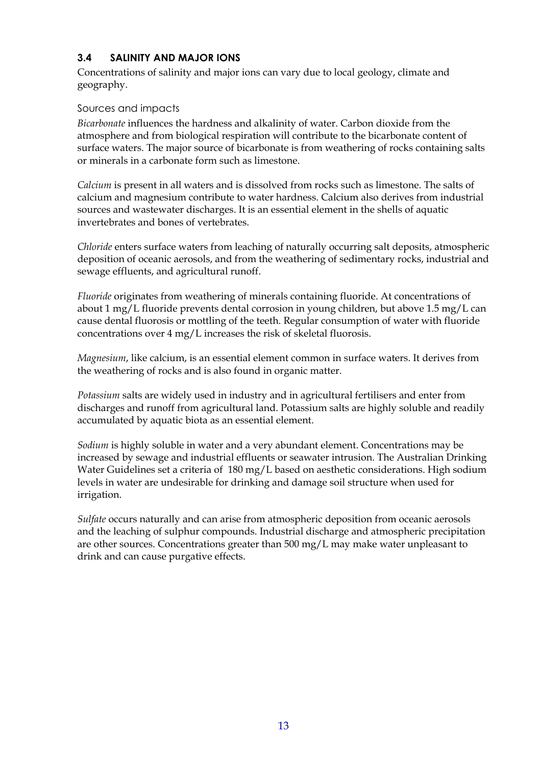## 3.4 SALINITY AND MAJOR IONS

Concentrations of salinity and major ions can vary due to local geology, climate and geography.

### Sources and impacts

*Bicarbonate* influences the hardness and alkalinity of water. Carbon dioxide from the atmosphere and from biological respiration will contribute to the bicarbonate content of surface waters. The major source of bicarbonate is from weathering of rocks containing salts or minerals in a carbonate form such as limestone.

*Calcium* is present in all waters and is dissolved from rocks such as limestone. The salts of calcium and magnesium contribute to water hardness. Calcium also derives from industrial sources and wastewater discharges. It is an essential element in the shells of aquatic invertebrates and bones of vertebrates.

*Chloride* enters surface waters from leaching of naturally occurring salt deposits, atmospheric deposition of oceanic aerosols, and from the weathering of sedimentary rocks, industrial and sewage effluents, and agricultural runoff.

*Fluoride* originates from weathering of minerals containing fluoride. At concentrations of about 1 mg/L fluoride prevents dental corrosion in young children, but above 1.5 mg/L can cause dental fluorosis or mottling of the teeth. Regular consumption of water with fluoride concentrations over 4 mg/L increases the risk of skeletal fluorosis.

*Magnesium*, like calcium, is an essential element common in surface waters. It derives from the weathering of rocks and is also found in organic matter.

*Potassium* salts are widely used in industry and in agricultural fertilisers and enter from discharges and runoff from agricultural land. Potassium salts are highly soluble and readily accumulated by aquatic biota as an essential element.

*Sodium* is highly soluble in water and a very abundant element. Concentrations may be increased by sewage and industrial effluents or seawater intrusion. The Australian Drinking Water Guidelines set a criteria of 180 mg/L based on aesthetic considerations. High sodium levels in water are undesirable for drinking and damage soil structure when used for irrigation.

*Sulfate* occurs naturally and can arise from atmospheric deposition from oceanic aerosols and the leaching of sulphur compounds. Industrial discharge and atmospheric precipitation are other sources. Concentrations greater than 500 mg/L may make water unpleasant to drink and can cause purgative effects.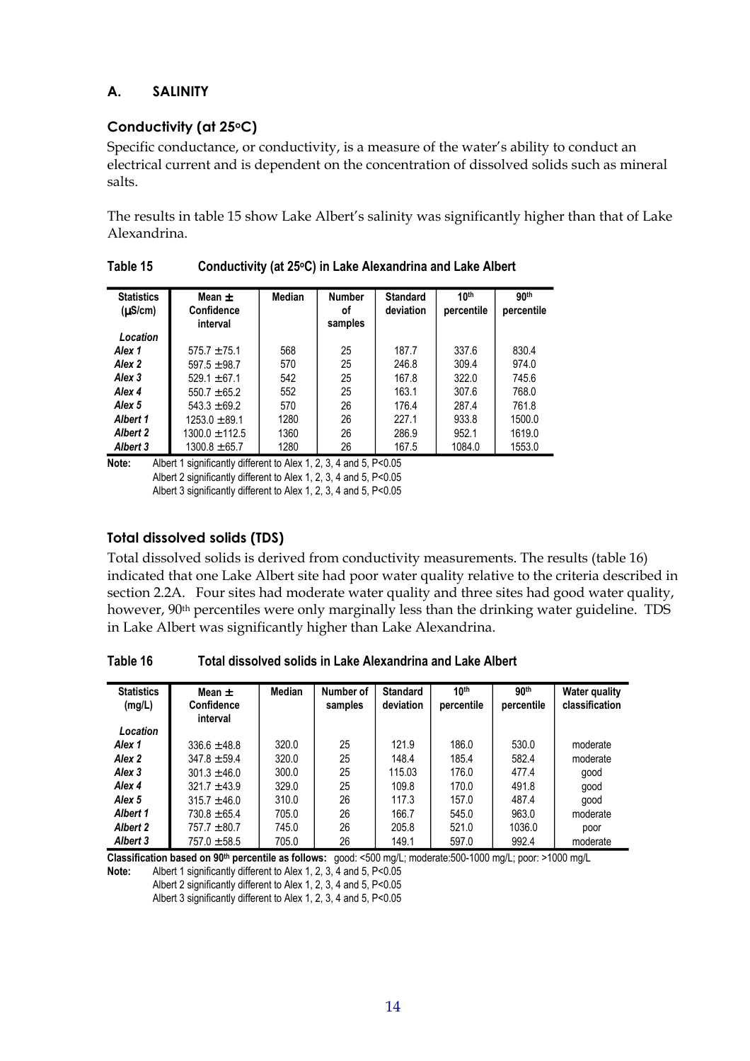## A. SALINITY

### Conductivity (at 25°C)

Specific conductance, or conductivity, is a measure of the water's ability to conduct an electrical current and is dependent on the concentration of dissolved solids such as mineral salts.

The results in table 15 show Lake Albert's salinity was significantly higher than that of Lake Alexandrina.

**Table 15 Conductivity (at 25°C) in Lake Alexandrina and Lake Albert**

| Statistics (μS/cm) | Mean ± Confidence interval | Median | Number of samples | Standard deviation | 10th percentile | 90th percentile |
|---|---|---|---|---|---|---|
| *Location* | | | | | | |
| *Alex 1* | 575.7 ±75.1 | 568 | 25 | 187.7 | 337.6 | 830.4 |
| *Alex 2* | 597.5 ±98.7 | 570 | 25 | 246.8 | 309.4 | 974.0 |
| *Alex 3* | 529.1 ±67.1 | 542 | 25 | 167.8 | 322.0 | 745.6 |
| *Alex 4* | 550.7 ±65.2 | 552 | 25 | 163.1 | 307.6 | 768.0 |
| *Alex 5* | 543.3 ±69.2 | 570 | 26 | 176.4 | 287.4 | 761.8 |
| *Albert 1* | 1253.0 ±89.1 | 1280 | 26 | 227.1 | 933.8 | 1500.0 |
| *Albert 2* | 1300.0 ±112.5 | 1360 | 26 | 286.9 | 952.1 | 1619.0 |
| *Albert 3* | 1300.8 ±65.7 | 1280 | 26 | 167.5 | 1084.0 | 1553.0 |

**Note:** Albert 1 significantly different to Alex 1, 2, 3, 4 and 5, $P<0.05$
Albert 2 significantly different to Alex 1, 2, 3, 4 and 5, $P<0.05$
Albert 3 significantly different to Alex 1, 2, 3, 4 and 5, $P<0.05$

### Total dissolved solids (TDS)

Total dissolved solids is derived from conductivity measurements. The results (table 16) indicated that one Lake Albert site had poor water quality relative to the criteria described in section 2.2A. Four sites had moderate water quality and three sites had good water quality, however, 90th percentiles were only marginally less than the drinking water guideline. TDS in Lake Albert was significantly higher than Lake Alexandrina.

**Table 16 Total dissolved solids in Lake Alexandrina and Lake Albert**

| Statistics (mg/L) | Mean ± Confidence interval | Median | Number of samples | Standard deviation | 10th percentile | 90th percentile | Water quality classification |
|---|---|---|---|---|---|---|---|
| *Location* | | | | | | | |
| *Alex 1* | 336.6 ±48.8 | 320.0 | 25 | 121.9 | 186.0 | 530.0 | moderate |
| *Alex 2* | 347.8 ±59.4 | 320.0 | 25 | 148.4 | 185.4 | 582.4 | moderate |
| *Alex 3* | 301.3 ±46.0 | 300.0 | 25 | 115.03 | 176.0 | 477.4 | good |
| *Alex 4* | 321.7 ±43.9 | 329.0 | 25 | 109.8 | 170.0 | 491.8 | good |
| *Alex 5* | 315.7 ±46.0 | 310.0 | 26 | 117.3 | 157.0 | 487.4 | good |
| *Albert 1* | 730.8 ±65.4 | 705.0 | 26 | 166.7 | 545.0 | 963.0 | moderate |
| *Albert 2* | 757.7 ±80.7 | 745.0 | 26 | 205.8 | 521.0 | 1036.0 | poor |
| *Albert 3* | 757.0 ±58.5 | 705.0 | 26 | 149.1 | 597.0 | 992.4 | moderate |

**Classification based on 90th percentile as follows:** good: <500 mg/L; moderate:500-1000 mg/L; poor: >1000 mg/L

**Note:** Albert 1 significantly different to Alex 1, 2, 3, 4 and 5, $P<0.05$
Albert 2 significantly different to Alex 1, 2, 3, 4 and 5, $P<0.05$
Albert 3 significantly different to Alex 1, 2, 3, 4 and 5, $P<0.05$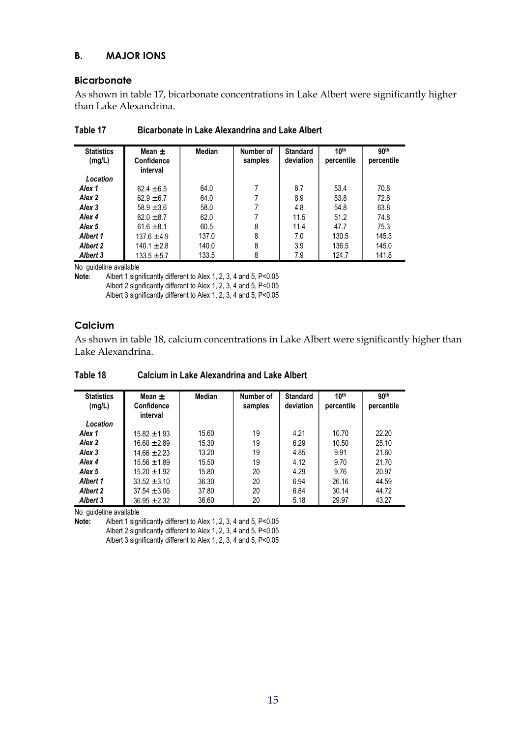## B. MAJOR IONS

### Bicarbonate

As shown in table 17, bicarbonate concentrations in Lake Albert were significantly higher than Lake Alexandrina.

**Table 17 Bicarbonate in Lake Alexandrina and Lake Albert**

| Statistics (mg/L) | Mean ± Confidence interval | Median | Number of samples | Standard deviation | 10th percentile | 90th percentile |
|---|---|---|---|---|---|---|
| *Location* | | | | | | |
| *Alex 1* | 62.4 ±6.5 | 64.0 | 7 | 8.7 | 53.4 | 70.8 |
| *Alex 2* | 62.9 ±6.7 | 64.0 | 7 | 8.9 | 53.8 | 72.8 |
| *Alex 3* | 58.9 ±3.6 | 58.0 | 7 | 4.8 | 54.8 | 63.8 |
| *Alex 4* | 62.0 ±8.7 | 62.0 | 7 | 11.5 | 51.2 | 74.8 |
| *Alex 5* | 61.6 ±8.1 | 60.5 | 8 | 11.4 | 47.7 | 75.3 |
| *Albert 1* | 137.6 ±4.9 | 137.0 | 8 | 7.0 | 130.5 | 145.3 |
| *Albert 2* | 140.1 ±2.8 | 140.0 | 8 | 3.9 | 136.5 | 145.0 |
| *Albert 3* | 133.5 ±5.7 | 133.5 | 8 | 7.9 | 124.7 | 141.8 |

No guideline available

**Note**: Albert 1 significantly different to Alex 1, 2, 3, 4 and 5, $P<0.05$
Albert 2 significantly different to Alex 1, 2, 3, 4 and 5, $P<0.05$
Albert 3 significantly different to Alex 1, 2, 3, 4 and 5, $P<0.05$

### Calcium

As shown in table 18, calcium concentrations in Lake Albert were significantly higher than Lake Alexandrina.

**Table 18 Calcium in Lake Alexandrina and Lake Albert**

| Statistics (mg/L) | Mean ± Confidence interval | Median | Number of samples | Standard deviation | 10th percentile | 90th percentile |
|---|---|---|---|---|---|---|
| *Location* | | | | | | |
| *Alex 1* | 15.82 ±1.93 | 15.60 | 19 | 4.21 | 10.70 | 22.20 |
| *Alex 2* | 16.60 ±2.89 | 15.30 | 19 | 6.29 | 10.50 | 25.10 |
| *Alex 3* | 14.66 ±2.23 | 13.20 | 19 | 4.85 | 9.91 | 21.60 |
| *Alex 4* | 15.56 ±1.89 | 15.50 | 19 | 4.12 | 9.70 | 21.70 |
| *Alex 5* | 15.20 ±1.92 | 15.80 | 20 | 4.29 | 9.76 | 20.97 |
| *Albert 1* | 33.52 ±3.10 | 36.30 | 20 | 6.94 | 26.16 | 44.59 |
| *Albert 2* | 37.54 ±3.06 | 37.80 | 20 | 6.84 | 30.14 | 44.72 |
| *Albert 3* | 36.95 ±2.32 | 36.60 | 20 | 5.18 | 29.97 | 43.27 |

No guideline available

**Note:** Albert 1 significantly different to Alex 1, 2, 3, 4 and 5, $P<0.05$
Albert 2 significantly different to Alex 1, 2, 3, 4 and 5, $P<0.05$
Albert 3 significantly different to Alex 1, 2, 3, 4 and 5, $P<0.05$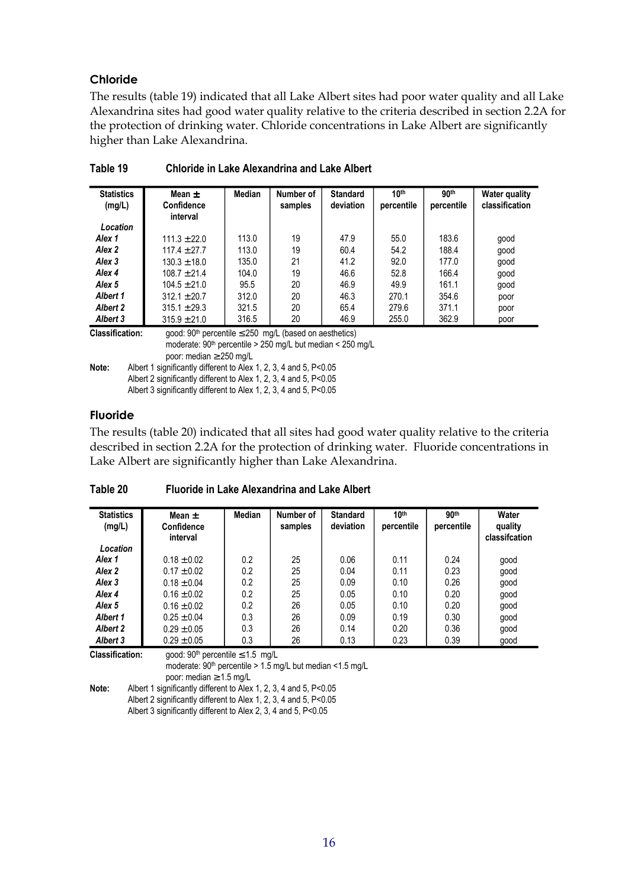### Chloride

The results (table 19) indicated that all Lake Albert sites had poor water quality and all Lake Alexandrina sites had good water quality relative to the criteria described in section 2.2A for the protection of drinking water. Chloride concentrations in Lake Albert are significantly higher than Lake Alexandrina.

**Table 19 Chloride in Lake Alexandrina and Lake Albert**

| Statistics (mg/L) | Mean ± Confidence interval | Median | Number of samples | Standard deviation | 10th percentile | 90th percentile | Water quality classification |
|---|---|---|---|---|---|---|---|
| *Location* | | | | | | | |
| *Alex 1* | 111.3 ±22.0 | 113.0 | 19 | 47.9 | 55.0 | 183.6 | good |
| *Alex 2* | 117.4 ±27.7 | 113.0 | 19 | 60.4 | 54.2 | 188.4 | good |
| *Alex 3* | 130.3 ±18.0 | 135.0 | 21 | 41.2 | 92.0 | 177.0 | good |
| *Alex 4* | 108.7 ±21.4 | 104.0 | 19 | 46.6 | 52.8 | 166.4 | good |
| *Alex 5* | 104.5 ±21.0 | 95.5 | 20 | 46.9 | 49.9 | 161.1 | good |
| *Albert 1* | 312.1 ±20.7 | 312.0 | 20 | 46.3 | 270.1 | 354.6 | poor |
| *Albert 2* | 315.1 ±29.3 | 321.5 | 20 | 65.4 | 279.6 | 371.1 | poor |
| *Albert 3* | 315.9 ±21.0 | 316.5 | 20 | 46.9 | 255.0 | 362.9 | poor |

**Classification:** good: 90th percentile ≤250 mg/L (based on aesthetics)
moderate: 90th percentile > 250 mg/L but median < 250 mg/L
poor: median ≥250 mg/L

**Note:** Albert 1 significantly different to Alex 1, 2, 3, 4 and 5, P<0.05
Albert 2 significantly different to Alex 1, 2, 3, 4 and 5, P<0.05
Albert 3 significantly different to Alex 1, 2, 3, 4 and 5, P<0.05

### Fluoride

The results (table 20) indicated that all sites had good water quality relative to the criteria described in section 2.2A for the protection of drinking water. Fluoride concentrations in Lake Albert are significantly higher than Lake Alexandrina.

**Table 20 Fluoride in Lake Alexandrina and Lake Albert**

| Statistics (mg/L) | Mean ± Confidence interval | Median | Number of samples | Standard deviation | 10th percentile | 90th percentile | Water quality classifcation |
|---|---|---|---|---|---|---|---|
| *Location* | | | | | | | |
| *Alex 1* | 0.18 ±0.02 | 0.2 | 25 | 0.06 | 0.11 | 0.24 | good |
| *Alex 2* | 0.17 ±0.02 | 0.2 | 25 | 0.04 | 0.11 | 0.23 | good |
| *Alex 3* | 0.18 ±0.04 | 0.2 | 25 | 0.09 | 0.10 | 0.26 | good |
| *Alex 4* | 0.16 ±0.02 | 0.2 | 25 | 0.05 | 0.10 | 0.20 | good |
| *Alex 5* | 0.16 ±0.02 | 0.2 | 26 | 0.05 | 0.10 | 0.20 | good |
| *Albert 1* | 0.25 ±0.04 | 0.3 | 26 | 0.09 | 0.19 | 0.30 | good |
| *Albert 2* | 0.29 ±0.05 | 0.3 | 26 | 0.14 | 0.20 | 0.36 | good |
| *Albert 3* | 0.29 ±0.05 | 0.3 | 26 | 0.13 | 0.23 | 0.39 | good |

**Classification:** good: 90th percentile ≤1.5 mg/L
moderate: 90th percentile > 1.5 mg/L but median <1.5 mg/L
poor: median ≥1.5 mg/L

**Note:** Albert 1 significantly different to Alex 1, 2, 3, 4 and 5, P<0.05
Albert 2 significantly different to Alex 1, 2, 3, 4 and 5, P<0.05
Albert 3 significantly different to Alex 2, 3, 4 and 5, P<0.05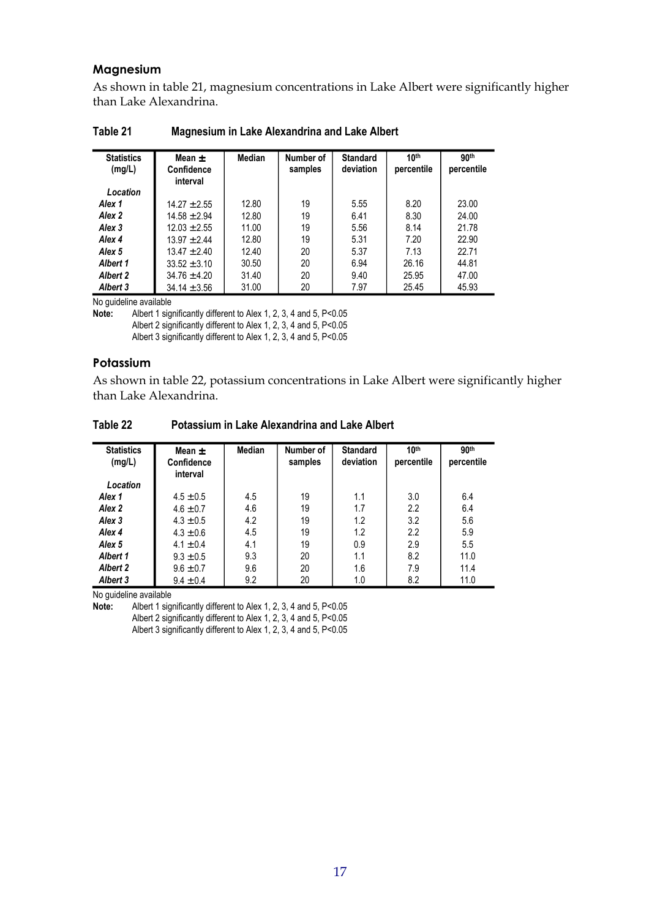## Magnesium

As shown in table 21, magnesium concentrations in Lake Albert were significantly higher than Lake Alexandrina.

**Table 21 Magnesium in Lake Alexandrina and Lake Albert**

| Statistics (mg/L) | Mean ± Confidence interval | Median | Number of samples | Standard deviation | 10th percentile | 90th percentile |
|---|---|---|---|---|---|---|
| ***Location*** | | | | | | |
| ***Alex 1*** | 14.27 ±2.55 | 12.80 | 19 | 5.55 | 8.20 | 23.00 |
| ***Alex 2*** | 14.58 ±2.94 | 12.80 | 19 | 6.41 | 8.30 | 24.00 |
| ***Alex 3*** | 12.03 ±2.55 | 11.00 | 19 | 5.56 | 8.14 | 21.78 |
| ***Alex 4*** | 13.97 ±2.44 | 12.80 | 19 | 5.31 | 7.20 | 22.90 |
| ***Alex 5*** | 13.47 ±2.40 | 12.40 | 20 | 5.37 | 7.13 | 22.71 |
| ***Albert 1*** | 33.52 ±3.10 | 30.50 | 20 | 6.94 | 26.16 | 44.81 |
| ***Albert 2*** | 34.76 ±4.20 | 31.40 | 20 | 9.40 | 25.95 | 47.00 |
| ***Albert 3*** | 34.14 ±3.56 | 31.00 | 20 | 7.97 | 25.45 | 45.93 |

No guideline available

**Note:** Albert 1 significantly different to Alex 1, 2, 3, 4 and 5, $P<0.05$
Albert 2 significantly different to Alex 1, 2, 3, 4 and 5, $P<0.05$
Albert 3 significantly different to Alex 1, 2, 3, 4 and 5, $P<0.05$

## Potassium

As shown in table 22, potassium concentrations in Lake Albert were significantly higher than Lake Alexandrina.

**Table 22 Potassium in Lake Alexandrina and Lake Albert**

| Statistics (mg/L) | Mean ± Confidence interval | Median | Number of samples | Standard deviation | 10th percentile | 90th percentile |
|---|---|---|---|---|---|---|
| ***Location*** | | | | | | |
| ***Alex 1*** | 4.5 ±0.5 | 4.5 | 19 | 1.1 | 3.0 | 6.4 |
| ***Alex 2*** | 4.6 ±0.7 | 4.6 | 19 | 1.7 | 2.2 | 6.4 |
| ***Alex 3*** | 4.3 ±0.5 | 4.2 | 19 | 1.2 | 3.2 | 5.6 |
| ***Alex 4*** | 4.3 ±0.6 | 4.5 | 19 | 1.2 | 2.2 | 5.9 |
| ***Alex 5*** | 4.1 ±0.4 | 4.1 | 19 | 0.9 | 2.9 | 5.5 |
| ***Albert 1*** | 9.3 ±0.5 | 9.3 | 20 | 1.1 | 8.2 | 11.0 |
| ***Albert 2*** | 9.6 ±0.7 | 9.6 | 20 | 1.6 | 7.9 | 11.4 |
| ***Albert 3*** | 9.4 ±0.4 | 9.2 | 20 | 1.0 | 8.2 | 11.0 |

No guideline available

**Note:** Albert 1 significantly different to Alex 1, 2, 3, 4 and 5, $P<0.05$
Albert 2 significantly different to Alex 1, 2, 3, 4 and 5, $P<0.05$
Albert 3 significantly different to Alex 1, 2, 3, 4 and 5, $P<0.05$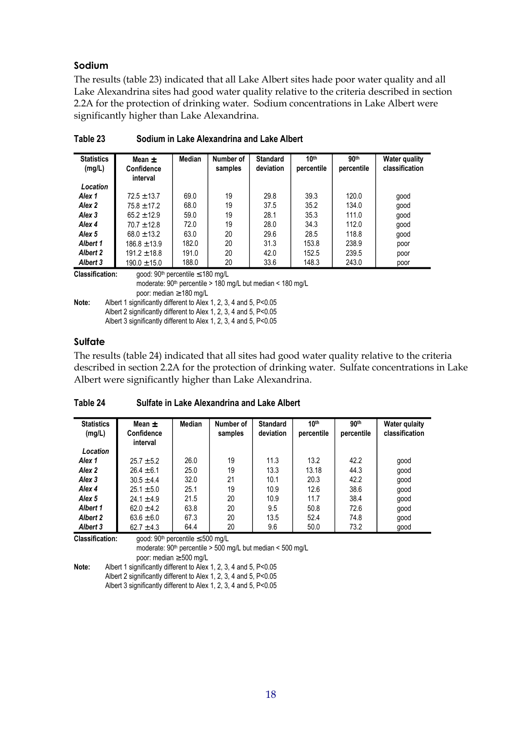### Sodium

The results (table 23) indicated that all Lake Albert sites hade poor water quality and all Lake Alexandrina sites had good water quality relative to the criteria described in section 2.2A for the protection of drinking water. Sodium concentrations in Lake Albert were significantly higher than Lake Alexandrina.

**Table 23 Sodium in Lake Alexandrina and Lake Albert**

| Statistics (mg/L) | Mean ± Confidence interval | Median | Number of samples | Standard deviation | 10th percentile | 90th percentile | Water quality classification |
|---|---|---|---|---|---|---|---|
| *Location* | | | | | | | |
| *Alex 1* | 72.5 ±13.7 | 69.0 | 19 | 29.8 | 39.3 | 120.0 | good |
| *Alex 2* | 75.8 ±17.2 | 68.0 | 19 | 37.5 | 35.2 | 134.0 | good |
| *Alex 3* | 65.2 ±12.9 | 59.0 | 19 | 28.1 | 35.3 | 111.0 | good |
| *Alex 4* | 70.7 ±12.8 | 72.0 | 19 | 28.0 | 34.3 | 112.0 | good |
| *Alex 5* | 68.0 ±13.2 | 63.0 | 20 | 29.6 | 28.5 | 118.8 | good |
| *Albert 1* | 186.8 ±13.9 | 182.0 | 20 | 31.3 | 153.8 | 238.9 | poor |
| *Albert 2* | 191.2 ±18.8 | 191.0 | 20 | 42.0 | 152.5 | 239.5 | poor |
| *Albert 3* | 190.0 ±15.0 | 188.0 | 20 | 33.6 | 148.3 | 243.0 | poor |

**Classification:** good: 90th percentile ≤180 mg/L
moderate: 90th percentile > 180 mg/L but median < 180 mg/L
poor: median ≥180 mg/L

**Note:** Albert 1 significantly different to Alex 1, 2, 3, 4 and 5, P<0.05
Albert 2 significantly different to Alex 1, 2, 3, 4 and 5, P<0.05
Albert 3 significantly different to Alex 1, 2, 3, 4 and 5, P<0.05

### Sulfate

The results (table 24) indicated that all sites had good water quality relative to the criteria described in section 2.2A for the protection of drinking water. Sulfate concentrations in Lake Albert were significantly higher than Lake Alexandrina.

**Table 24 Sulfate in Lake Alexandrina and Lake Albert**

| Statistics (mg/L) | Mean ± Confidence interval | Median | Number of samples | Standard deviation | 10th percentile | 90th percentile | Water qulaity classification |
|---|---|---|---|---|---|---|---|
| *Location* | | | | | | | |
| *Alex 1* | 25.7 ±5.2 | 26.0 | 19 | 11.3 | 13.2 | 42.2 | good |
| *Alex 2* | 26.4 ±6.1 | 25.0 | 19 | 13.3 | 13.18 | 44.3 | good |
| *Alex 3* | 30.5 ±4.4 | 32.0 | 21 | 10.1 | 20.3 | 42.2 | good |
| *Alex 4* | 25.1 ±5.0 | 25.1 | 19 | 10.9 | 12.6 | 38.6 | good |
| *Alex 5* | 24.1 ±4.9 | 21.5 | 20 | 10.9 | 11.7 | 38.4 | good |
| *Albert 1* | 62.0 ±4.2 | 63.8 | 20 | 9.5 | 50.8 | 72.6 | good |
| *Albert 2* | 63.6 ±6.0 | 67.3 | 20 | 13.5 | 52.4 | 74.8 | good |
| *Albert 3* | 62.7 ±4.3 | 64.4 | 20 | 9.6 | 50.0 | 73.2 | good |

**Classification:** good: 90th percentile ≤500 mg/L
moderate: 90th percentile > 500 mg/L but median < 500 mg/L
poor: median ≥500 mg/L

**Note:** Albert 1 significantly different to Alex 1, 2, 3, 4 and 5, P<0.05
Albert 2 significantly different to Alex 1, 2, 3, 4 and 5, P<0.05
Albert 3 significantly different to Alex 1, 2, 3, 4 and 5, P<0.05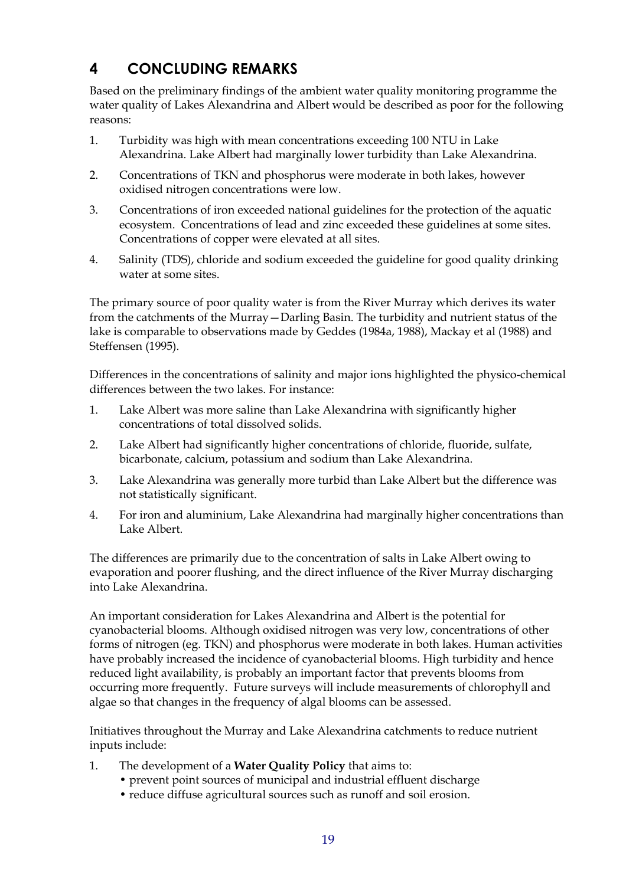# 4 CONCLUDING REMARKS

Based on the preliminary findings of the ambient water quality monitoring programme the water quality of Lakes Alexandrina and Albert would be described as poor for the following reasons:

1. Turbidity was high with mean concentrations exceeding 100 NTU in Lake Alexandrina. Lake Albert had marginally lower turbidity than Lake Alexandrina.
2. Concentrations of TKN and phosphorus were moderate in both lakes, however oxidised nitrogen concentrations were low.
3. Concentrations of iron exceeded national guidelines for the protection of the aquatic ecosystem. Concentrations of lead and zinc exceeded these guidelines at some sites. Concentrations of copper were elevated at all sites.
4. Salinity (TDS), chloride and sodium exceeded the guideline for good quality drinking water at some sites.

The primary source of poor quality water is from the River Murray which derives its water from the catchments of the Murray—Darling Basin. The turbidity and nutrient status of the lake is comparable to observations made by Geddes (1984a, 1988), Mackay et al (1988) and Steffensen (1995).

Differences in the concentrations of salinity and major ions highlighted the physico-chemical differences between the two lakes. For instance:

1. Lake Albert was more saline than Lake Alexandrina with significantly higher concentrations of total dissolved solids.
2. Lake Albert had significantly higher concentrations of chloride, fluoride, sulfate, bicarbonate, calcium, potassium and sodium than Lake Alexandrina.
3. Lake Alexandrina was generally more turbid than Lake Albert but the difference was not statistically significant.
4. For iron and aluminium, Lake Alexandrina had marginally higher concentrations than Lake Albert.

The differences are primarily due to the concentration of salts in Lake Albert owing to evaporation and poorer flushing, and the direct influence of the River Murray discharging into Lake Alexandrina.

An important consideration for Lakes Alexandrina and Albert is the potential for cyanobacterial blooms. Although oxidised nitrogen was very low, concentrations of other forms of nitrogen (eg. TKN) and phosphorus were moderate in both lakes. Human activities have probably increased the incidence of cyanobacterial blooms. High turbidity and hence reduced light availability, is probably an important factor that prevents blooms from occurring more frequently. Future surveys will include measurements of chlorophyll and algae so that changes in the frequency of algal blooms can be assessed.

Initiatives throughout the Murray and Lake Alexandrina catchments to reduce nutrient inputs include:

1. The development of a **Water Quality Policy** that aims to:
   - prevent point sources of municipal and industrial effluent discharge
   - reduce diffuse agricultural sources such as runoff and soil erosion.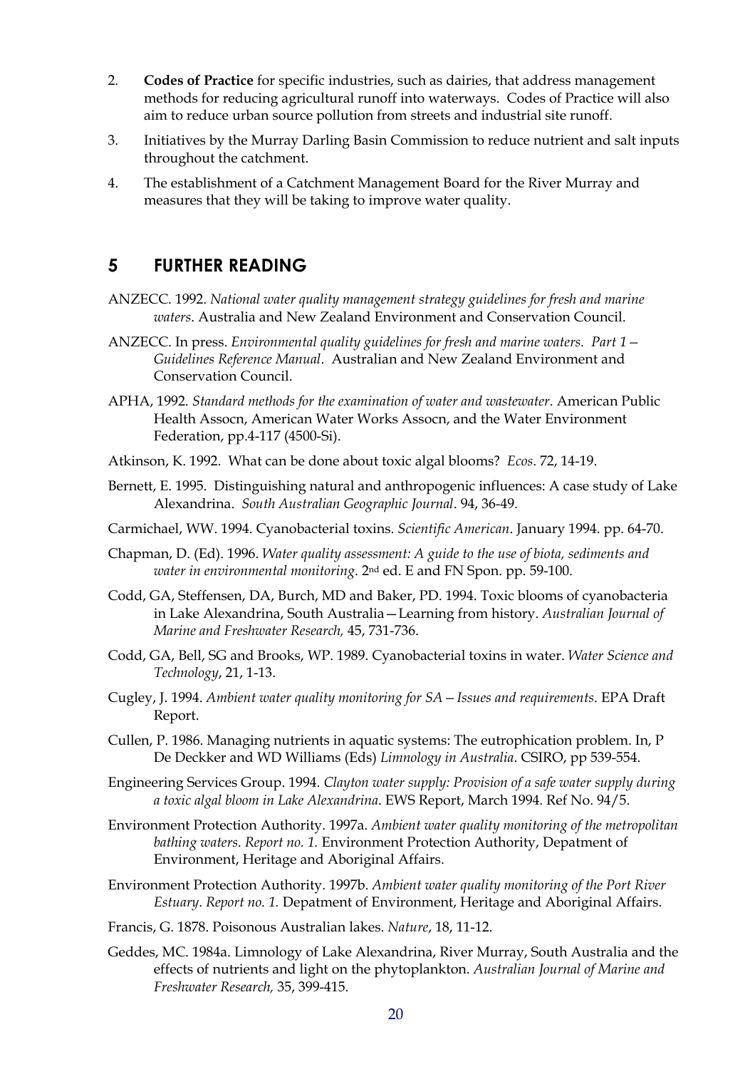2. **Codes of Practice** for specific industries, such as dairies, that address management methods for reducing agricultural runoff into waterways. Codes of Practice will also aim to reduce urban source pollution from streets and industrial site runoff.
3. Initiatives by the Murray Darling Basin Commission to reduce nutrient and salt inputs throughout the catchment.
4. The establishment of a Catchment Management Board for the River Murray and measures that they will be taking to improve water quality.

## 5 FURTHER READING

ANZECC. 1992. *National water quality management strategy guidelines for fresh and marine waters*. Australia and New Zealand Environment and Conservation Council.

ANZECC. In press. *Environmental quality guidelines for fresh and marine waters. Part 1 – Guidelines Reference Manual*. Australian and New Zealand Environment and Conservation Council.

APHA, 1992. *Standard methods for the examination of water and wastewater*. American Public Health Assocn, American Water Works Assocn, and the Water Environment Federation, pp.4-117 (4500-Si).

Atkinson, K. 1992. What can be done about toxic algal blooms? *Ecos*. 72, 14-19.

Bernett, E. 1995. Distinguishing natural and anthropogenic influences: A case study of Lake Alexandrina. *South Australian Geographic Journal*. 94, 36-49.

Carmichael, WW. 1994. Cyanobacterial toxins. *Scientific American*. January 1994. pp. 64-70.

Chapman, D. (Ed). 1996. *Water quality assessment: A guide to the use of biota, sediments and water in environmental monitoring*. 2nd ed. E and FN Spon. pp. 59-100.

Codd, GA, Steffensen, DA, Burch, MD and Baker, PD. 1994. Toxic blooms of cyanobacteria in Lake Alexandrina, South Australia—Learning from history. *Australian Journal of Marine and Freshwater Research,* 45, 731-736.

Codd, GA, Bell, SG and Brooks, WP. 1989. Cyanobacterial toxins in water. *Water Science and Technology*, 21, 1-13.

Cugley, J. 1994. *Ambient water quality monitoring for SA – Issues and requirements*. EPA Draft Report.

Cullen, P. 1986. Managing nutrients in aquatic systems: The eutrophication problem. In, P De Deckker and WD Williams (Eds) *Limnology in Australia*. CSIRO, pp 539-554.

Engineering Services Group. 1994. *Clayton water supply: Provision of a safe water supply during a toxic algal bloom in Lake Alexandrina*. EWS Report, March 1994. Ref No. 94/5.

Environment Protection Authority. 1997a. *Ambient water quality monitoring of the metropolitan bathing waters. Report no. 1.* Environment Protection Authority, Depatment of Environment, Heritage and Aboriginal Affairs.

Environment Protection Authority. 1997b. *Ambient water quality monitoring of the Port River Estuary. Report no. 1.* Depatment of Environment, Heritage and Aboriginal Affairs.

Francis, G. 1878. Poisonous Australian lakes. *Nature*, 18, 11-12.

Geddes, MC. 1984a. Limnology of Lake Alexandrina, River Murray, South Australia and the effects of nutrients and light on the phytoplankton. *Australian Journal of Marine and Freshwater Research,* 35, 399-415.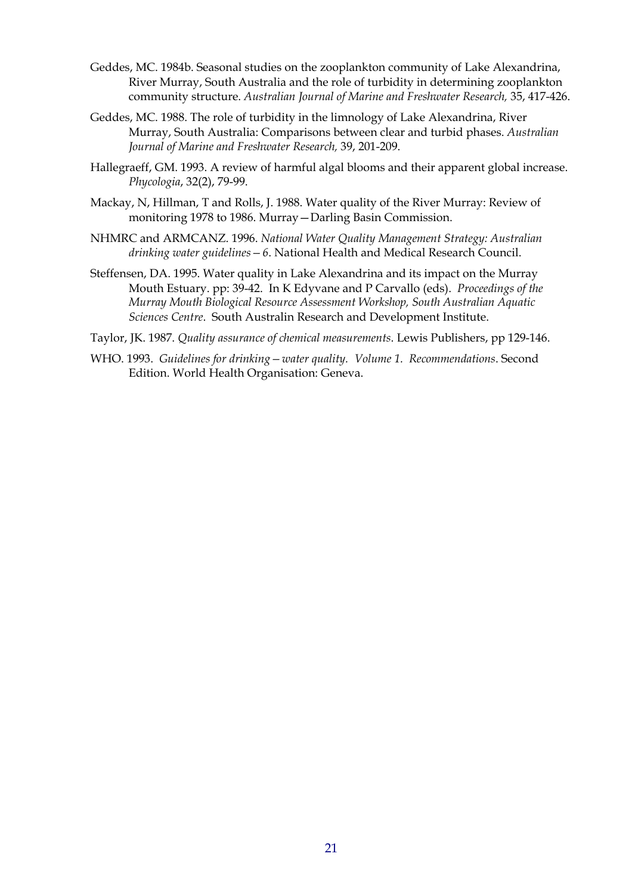Geddes, MC. 1984b. Seasonal studies on the zooplankton community of Lake Alexandrina, River Murray, South Australia and the role of turbidity in determining zooplankton community structure. *Australian Journal of Marine and Freshwater Research,* 35, 417-426.

Geddes, MC. 1988. The role of turbidity in the limnology of Lake Alexandrina, River Murray, South Australia: Comparisons between clear and turbid phases. *Australian Journal of Marine and Freshwater Research,* 39, 201-209.

Hallegraeff, GM. 1993. A review of harmful algal blooms and their apparent global increase. *Phycologia*, 32(2), 79-99.

Mackay, N, Hillman, T and Rolls, J. 1988. Water quality of the River Murray: Review of monitoring 1978 to 1986. Murray—Darling Basin Commission.

NHMRC and ARMCANZ. 1996. *National Water Quality Management Strategy: Australian drinking water guidelines—6*. National Health and Medical Research Council.

Steffensen, DA. 1995. Water quality in Lake Alexandrina and its impact on the Murray Mouth Estuary. pp: 39-42. In K Edyvane and P Carvallo (eds). *Proceedings of the Murray Mouth Biological Resource Assessment Workshop, South Australian Aquatic Sciences Centre*. South Australin Research and Development Institute.

Taylor, JK. 1987. *Quality assurance of chemical measurements*. Lewis Publishers, pp 129-146.

WHO. 1993. *Guidelines for drinking—water quality. Volume 1. Recommendations*. Second Edition. World Health Organisation: Geneva.